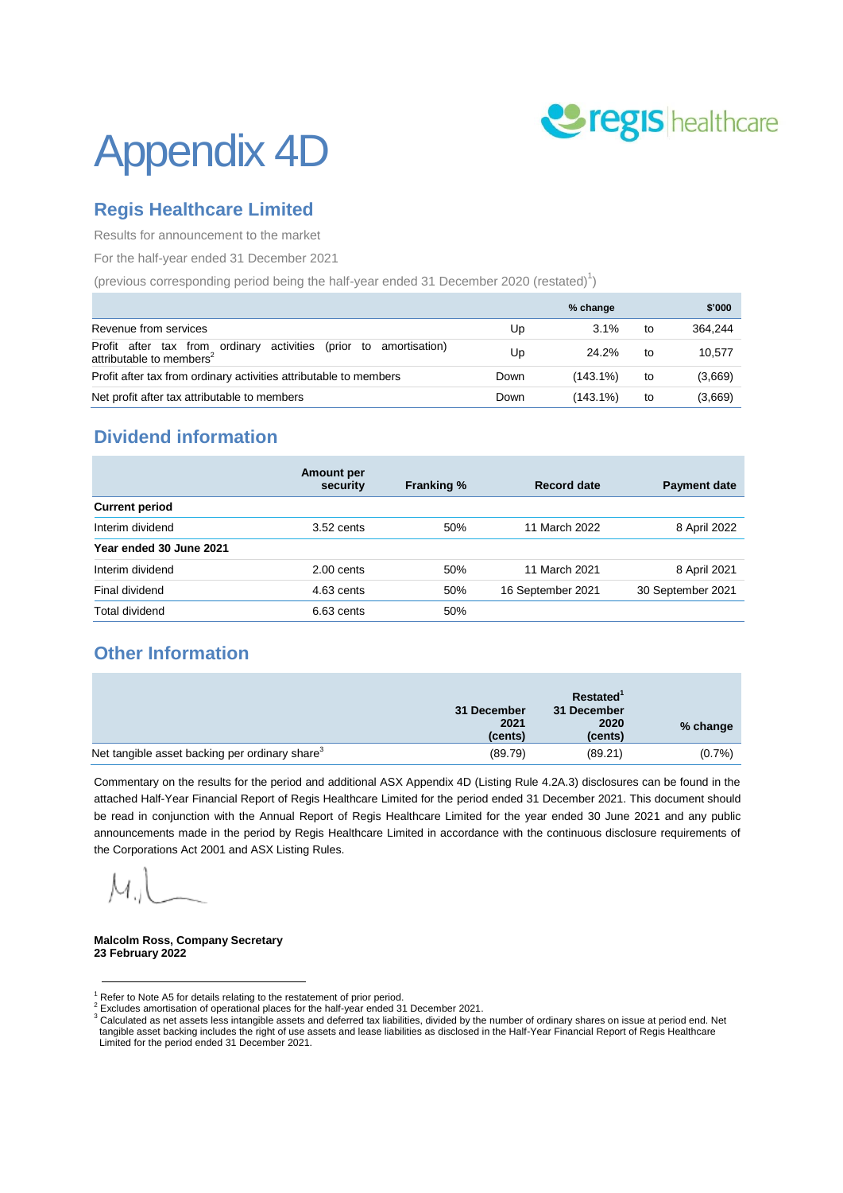# Appendix 4D

## Regis Healthcare Limited

Results for announcement to the market

For the half-year ended 31 December 2021

(previous corresponding period being the half-year ended 31 December 2020 (restated)[1])

| | | % change | | $'000 |
|---|---|---|---|---|
| Revenue from services | Up | 3.1% | to | 364,244 |
| Profit after tax from ordinary activities (prior to amortisation) attributable to members[2] | Up | 24.2% | to | 10,577 |
| Profit after tax from ordinary activities attributable to members | Down | (143.1%) | to | (3,669) |
| Net profit after tax attributable to members | Down | (143.1%) | to | (3,669) |

## Dividend information

| | Amount per security | Franking % | Record date | Payment date |
|---|---|---|---|---|
| **Current period** | | | | |
| Interim dividend | 3.52 cents | 50% | 11 March 2022 | 8 April 2022 |
| **Year ended 30 June 2021** | | | | |
| Interim dividend | 2.00 cents | 50% | 11 March 2021 | 8 April 2021 |
| Final dividend | 4.63 cents | 50% | 16 September 2021 | 30 September 2021 |
| Total dividend | 6.63 cents | 50% | | |

## Other Information

| | 31 December 2021 (cents) | Restated[1] 31 December 2020 (cents) | % change |
|---|---|---|---|
| Net tangible asset backing per ordinary share[3] | (89.79) | (89.21) | (0.7%) |

Commentary on the results for the period and additional ASX Appendix 4D (Listing Rule 4.2A.3) disclosures can be found in the attached Half-Year Financial Report of Regis Healthcare Limited for the period ended 31 December 2021. This document should be read in conjunction with the Annual Report of Regis Healthcare Limited for the year ended 30 June 2021 and any public announcements made in the period by Regis Healthcare Limited in accordance with the continuous disclosure requirements of the Corporations Act 2001 and ASX Listing Rules.

**Malcolm Ross, Company Secretary**
**23 February 2022**

---

[1] Refer to Note A5 for details relating to the restatement of prior period.

[2] Excludes amortisation of operational places for the half-year ended 31 December 2021.

[3] Calculated as net assets less intangible assets and deferred tax liabilities, divided by the number of ordinary shares on issue at period end. Net tangible asset backing includes the right of use assets and lease liabilities as disclosed in the Half-Year Financial Report of Regis Healthcare Limited for the period ended 31 December 2021.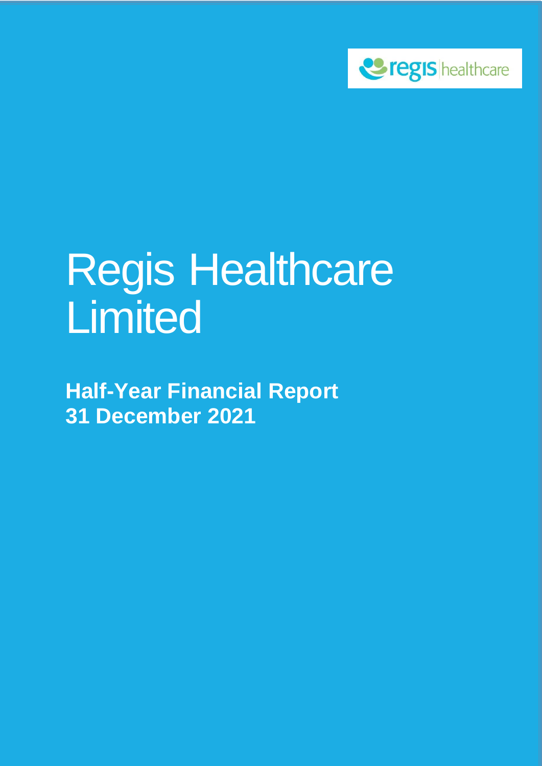regis healthcare

# Regis Healthcare Limited

**Half-Year Financial Report**
**31 December 2021**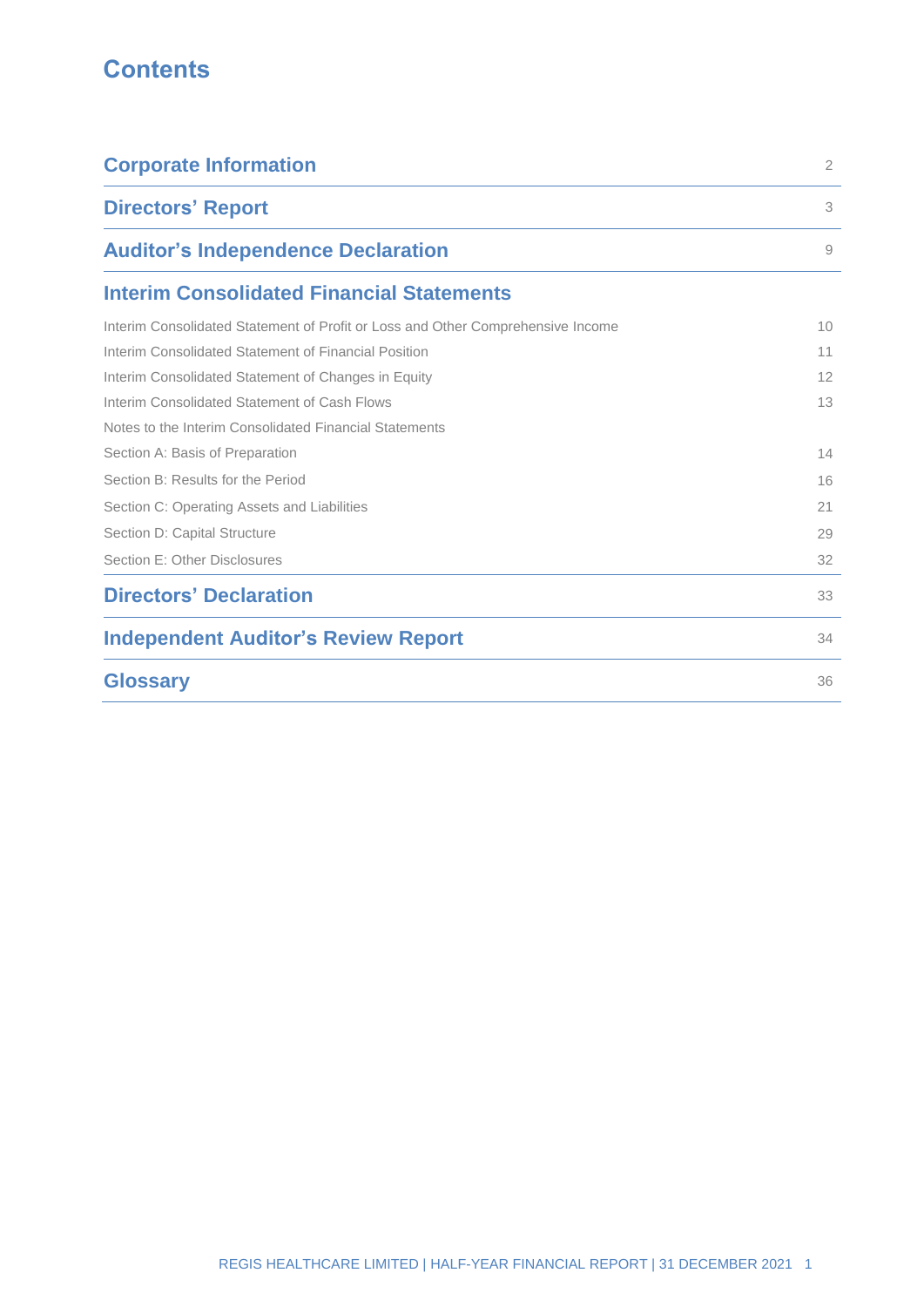# Contents

| | |
|---|---|
| **Corporate Information** | 2 |
| **Directors' Report** | 3 |
| **Auditor's Independence Declaration** | 9 |
| **Interim Consolidated Financial Statements** | |
| Interim Consolidated Statement of Profit or Loss and Other Comprehensive Income | 10 |
| Interim Consolidated Statement of Financial Position | 11 |
| Interim Consolidated Statement of Changes in Equity | 12 |
| Interim Consolidated Statement of Cash Flows | 13 |
| Notes to the Interim Consolidated Financial Statements | |
| Section A: Basis of Preparation | 14 |
| Section B: Results for the Period | 16 |
| Section C: Operating Assets and Liabilities | 21 |
| Section D: Capital Structure | 29 |
| Section E: Other Disclosures | 32 |
| **Directors' Declaration** | 33 |
| **Independent Auditor's Review Report** | 34 |
| **Glossary** | 36 |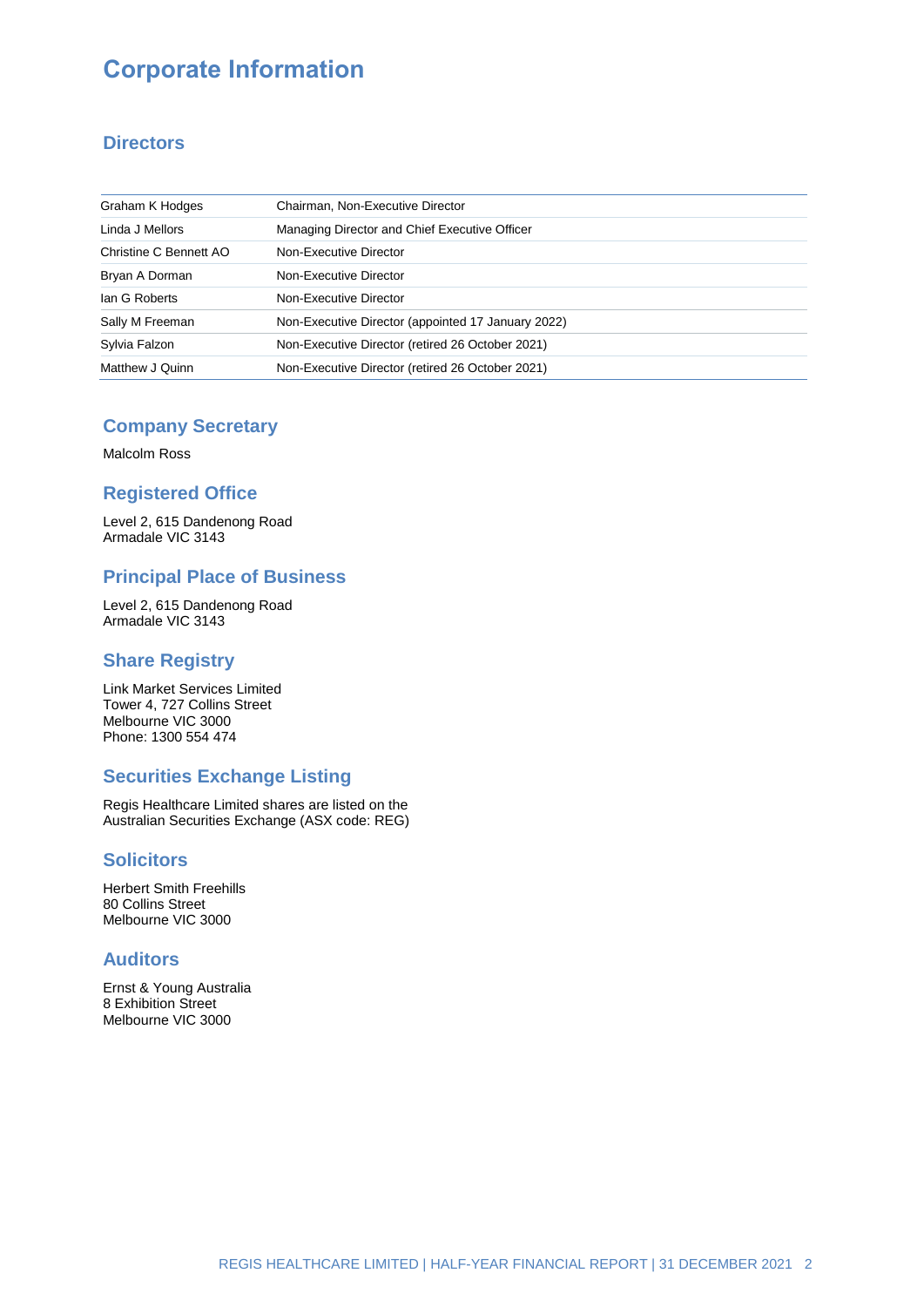# Corporate Information

## Directors

| | |
|---|---|
| Graham K Hodges | Chairman, Non-Executive Director |
| Linda J Mellors | Managing Director and Chief Executive Officer |
| Christine C Bennett AO | Non-Executive Director |
| Bryan A Dorman | Non-Executive Director |
| Ian G Roberts | Non-Executive Director |
| Sally M Freeman | Non-Executive Director (appointed 17 January 2022) |
| Sylvia Falzon | Non-Executive Director (retired 26 October 2021) |
| Matthew J Quinn | Non-Executive Director (retired 26 October 2021) |

## Company Secretary

Malcolm Ross

## Registered Office

Level 2, 615 Dandenong Road
Armadale VIC 3143

## Principal Place of Business

Level 2, 615 Dandenong Road
Armadale VIC 3143

## Share Registry

Link Market Services Limited
Tower 4, 727 Collins Street
Melbourne VIC 3000
Phone: 1300 554 474

## Securities Exchange Listing

Regis Healthcare Limited shares are listed on the Australian Securities Exchange (ASX code: REG)

## Solicitors

Herbert Smith Freehills
80 Collins Street
Melbourne VIC 3000

## Auditors

Ernst & Young Australia
8 Exhibition Street
Melbourne VIC 3000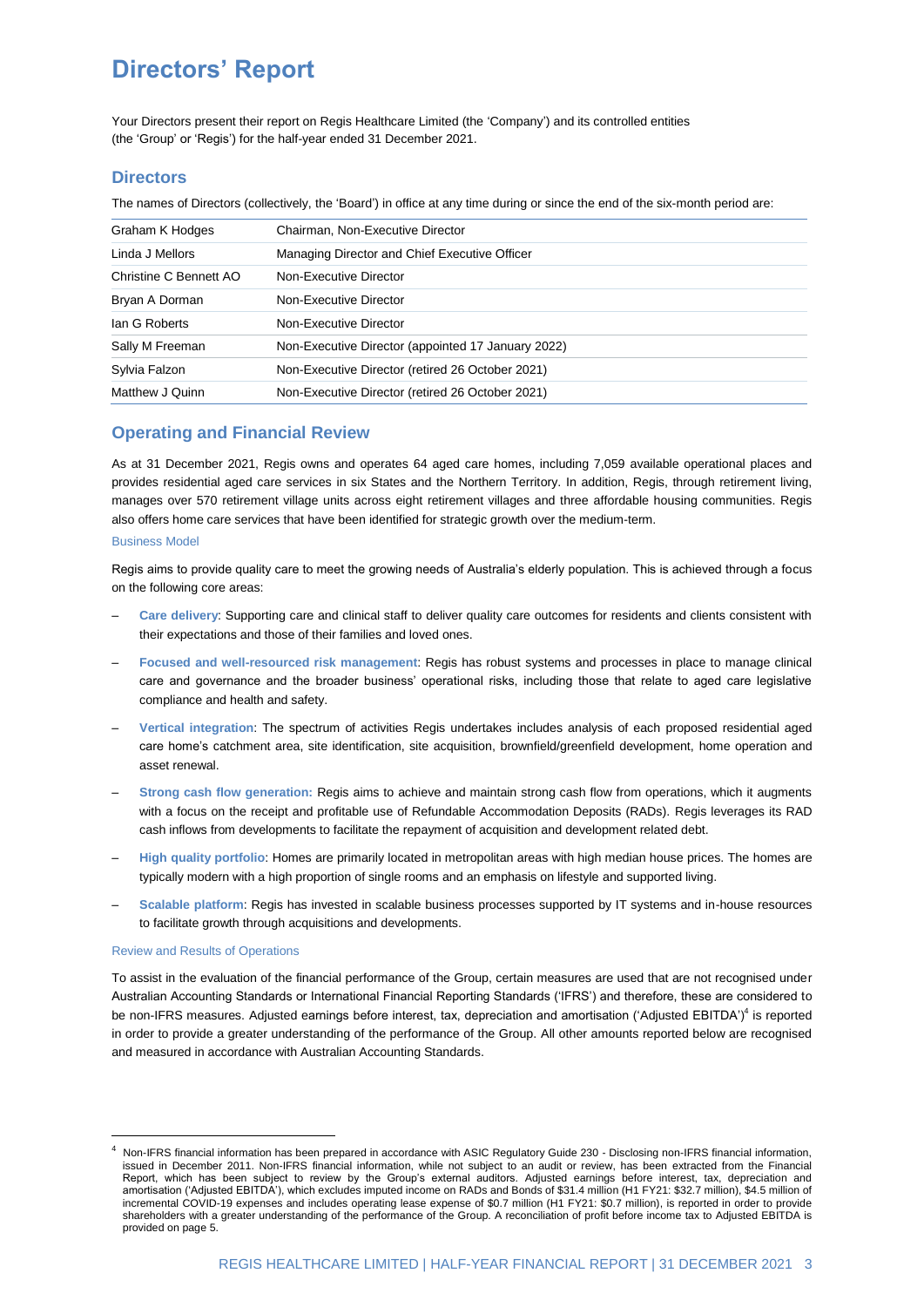# Directors' Report

Your Directors present their report on Regis Healthcare Limited (the 'Company') and its controlled entities (the 'Group' or 'Regis') for the half-year ended 31 December 2021.

## Directors

The names of Directors (collectively, the 'Board') in office at any time during or since the end of the six-month period are:

| | |
|---|---|
| Graham K Hodges | Chairman, Non-Executive Director |
| Linda J Mellors | Managing Director and Chief Executive Officer |
| Christine C Bennett AO | Non-Executive Director |
| Bryan A Dorman | Non-Executive Director |
| Ian G Roberts | Non-Executive Director |
| Sally M Freeman | Non-Executive Director (appointed 17 January 2022) |
| Sylvia Falzon | Non-Executive Director (retired 26 October 2021) |
| Matthew J Quinn | Non-Executive Director (retired 26 October 2021) |

## Operating and Financial Review

As at 31 December 2021, Regis owns and operates 64 aged care homes, including 7,059 available operational places and provides residential aged care services in six States and the Northern Territory. In addition, Regis, through retirement living, manages over 570 retirement village units across eight retirement villages and three affordable housing communities. Regis also offers home care services that have been identified for strategic growth over the medium-term.

### Business Model

Regis aims to provide quality care to meet the growing needs of Australia's elderly population. This is achieved through a focus on the following core areas:

- **Care delivery**: Supporting care and clinical staff to deliver quality care outcomes for residents and clients consistent with their expectations and those of their families and loved ones.
- **Focused and well-resourced risk management**: Regis has robust systems and processes in place to manage clinical care and governance and the broader business' operational risks, including those that relate to aged care legislative compliance and health and safety.
- **Vertical integration**: The spectrum of activities Regis undertakes includes analysis of each proposed residential aged care home's catchment area, site identification, site acquisition, brownfield/greenfield development, home operation and asset renewal.
- **Strong cash flow generation:** Regis aims to achieve and maintain strong cash flow from operations, which it augments with a focus on the receipt and profitable use of Refundable Accommodation Deposits (RADs). Regis leverages its RAD cash inflows from developments to facilitate the repayment of acquisition and development related debt.
- **High quality portfolio**: Homes are primarily located in metropolitan areas with high median house prices. The homes are typically modern with a high proportion of single rooms and an emphasis on lifestyle and supported living.
- **Scalable platform**: Regis has invested in scalable business processes supported by IT systems and in-house resources to facilitate growth through acquisitions and developments.

### Review and Results of Operations

To assist in the evaluation of the financial performance of the Group, certain measures are used that are not recognised under Australian Accounting Standards or International Financial Reporting Standards ('IFRS') and therefore, these are considered to be non-IFRS measures. Adjusted earnings before interest, tax, depreciation and amortisation ('Adjusted EBITDA')[4] is reported in order to provide a greater understanding of the performance of the Group. All other amounts reported below are recognised and measured in accordance with Australian Accounting Standards.

[4] Non-IFRS financial information has been prepared in accordance with ASIC Regulatory Guide 230 - Disclosing non-IFRS financial information, issued in December 2011. Non-IFRS financial information, while not subject to an audit or review, has been extracted from the Financial Report, which has been subject to review by the Group's external auditors. Adjusted earnings before interest, tax, depreciation and amortisation ('Adjusted EBITDA'), which excludes imputed income on RADs and Bonds of $31.4 million (H1 FY21: $32.7 million), $4.5 million of incremental COVID-19 expenses and includes operating lease expense of $0.7 million (H1 FY21: $0.7 million), is reported in order to provide shareholders with a greater understanding of the performance of the Group. A reconciliation of profit before income tax to Adjusted EBITDA is provided on page 5.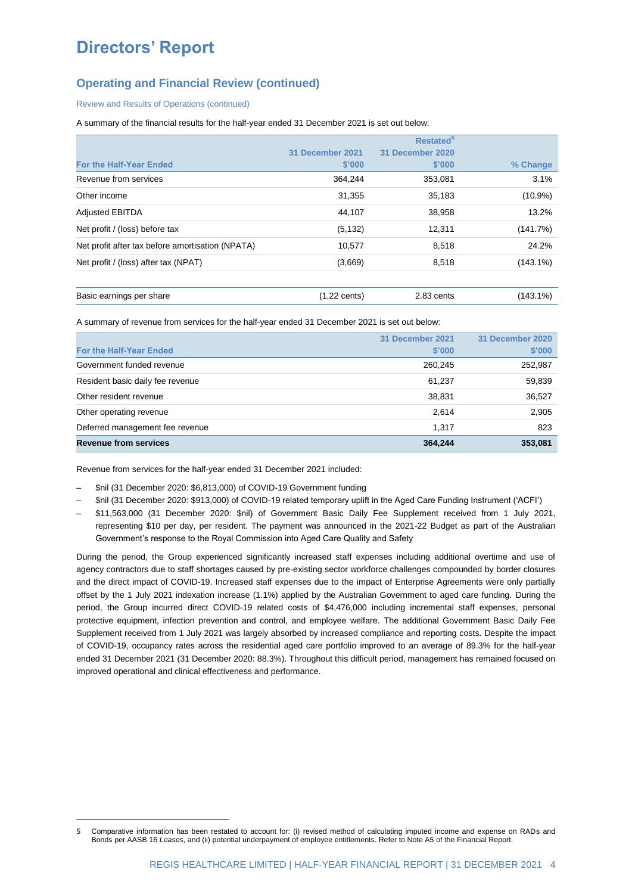# Directors' Report

## Operating and Financial Review (continued)

### Review and Results of Operations (continued)

A summary of the financial results for the half-year ended 31 December 2021 is set out below:

| For the Half-Year Ended | 31 December 2021 \$'000 | Restated[5] 31 December 2020 \$'000 | % Change |
|---|---|---|---|
| Revenue from services | 364,244 | 353,081 | 3.1% |
| Other income | 31,355 | 35,183 | (10.9%) |
| Adjusted EBITDA | 44,107 | 38,958 | 13.2% |
| Net profit / (loss) before tax | (5,132) | 12,311 | (141.7%) |
| Net profit after tax before amortisation (NPATA) | 10,577 | 8,518 | 24.2% |
| Net profit / (loss) after tax (NPAT) | (3,669) | 8,518 | (143.1%) |
| | | | |
| Basic earnings per share | (1.22 cents) | 2.83 cents | (143.1%) |

A summary of revenue from services for the half-year ended 31 December 2021 is set out below:

| For the Half-Year Ended | 31 December 2021 \$'000 | 31 December 2020 \$'000 |
|---|---|---|
| Government funded revenue | 260,245 | 252,987 |
| Resident basic daily fee revenue | 61,237 | 59,839 |
| Other resident revenue | 38,831 | 36,527 |
| Other operating revenue | 2,614 | 2,905 |
| Deferred management fee revenue | 1,317 | 823 |
| **Revenue from services** | **364,244** | **353,081** |

Revenue from services for the half-year ended 31 December 2021 included:

- \$nil (31 December 2020: \$6,813,000) of COVID-19 Government funding
- \$nil (31 December 2020: \$913,000) of COVID-19 related temporary uplift in the Aged Care Funding Instrument ('ACFI')
- \$11,563,000 (31 December 2020: \$nil) of Government Basic Daily Fee Supplement received from 1 July 2021, representing \$10 per day, per resident. The payment was announced in the 2021-22 Budget as part of the Australian Government's response to the Royal Commission into Aged Care Quality and Safety

During the period, the Group experienced significantly increased staff expenses including additional overtime and use of agency contractors due to staff shortages caused by pre-existing sector workforce challenges compounded by border closures and the direct impact of COVID-19. Increased staff expenses due to the impact of Enterprise Agreements were only partially offset by the 1 July 2021 indexation increase (1.1%) applied by the Australian Government to aged care funding. During the period, the Group incurred direct COVID-19 related costs of \$4,476,000 including incremental staff expenses, personal protective equipment, infection prevention and control, and employee welfare. The additional Government Basic Daily Fee Supplement received from 1 July 2021 was largely absorbed by increased compliance and reporting costs. Despite the impact of COVID-19, occupancy rates across the residential aged care portfolio improved to an average of 89.3% for the half-year ended 31 December 2021 (31 December 2020: 88.3%). Throughout this difficult period, management has remained focused on improved operational and clinical effectiveness and performance.

---

5 Comparative information has been restated to account for: (i) revised method of calculating imputed income and expense on RADs and Bonds per AASB 16 *Leases*, and (ii) potential underpayment of employee entitlements. Refer to Note A5 of the Financial Report.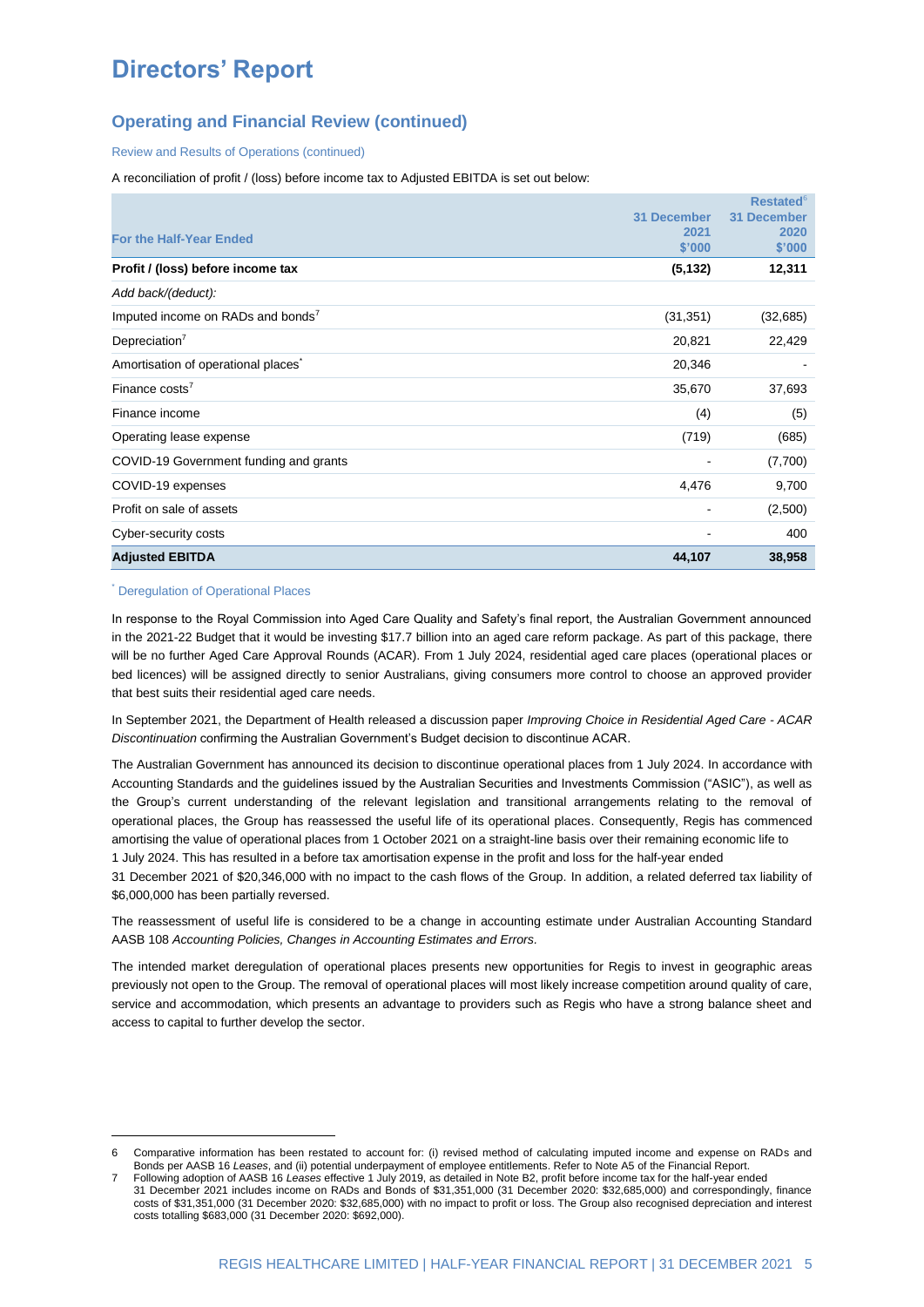# Directors' Report

## Operating and Financial Review (continued)

### Review and Results of Operations (continued)

A reconciliation of profit / (loss) before income tax to Adjusted EBITDA is set out below:

| For the Half-Year Ended | 31 December 2021 $'000 | Restated[6] 31 December 2020 $'000 |
|---|---|---|
| **Profit / (loss) before income tax** | **(5,132)** | **12,311** |
| *Add back/(deduct):* | | |
| Imputed income on RADs and bonds[7] | (31,351) | (32,685) |
| Depreciation[7] | 20,821 | 22,429 |
| Amortisation of operational places[*] | 20,346 | - |
| Finance costs[7] | 35,670 | 37,693 |
| Finance income | (4) | (5) |
| Operating lease expense | (719) | (685) |
| COVID-19 Government funding and grants | - | (7,700) |
| COVID-19 expenses | 4,476 | 9,700 |
| Profit on sale of assets | - | (2,500) |
| Cyber-security costs | - | 400 |
| **Adjusted EBITDA** | **44,107** | **38,958** |

[*] Deregulation of Operational Places

In response to the Royal Commission into Aged Care Quality and Safety's final report, the Australian Government announced in the 2021-22 Budget that it would be investing $17.7 billion into an aged care reform package. As part of this package, there will be no further Aged Care Approval Rounds (ACAR). From 1 July 2024, residential aged care places (operational places or bed licences) will be assigned directly to senior Australians, giving consumers more control to choose an approved provider that best suits their residential aged care needs.

In September 2021, the Department of Health released a discussion paper *Improving Choice in Residential Aged Care - ACAR Discontinuation* confirming the Australian Government's Budget decision to discontinue ACAR.

The Australian Government has announced its decision to discontinue operational places from 1 July 2024. In accordance with Accounting Standards and the guidelines issued by the Australian Securities and Investments Commission ("ASIC"), as well as the Group's current understanding of the relevant legislation and transitional arrangements relating to the removal of operational places, the Group has reassessed the useful life of its operational places. Consequently, Regis has commenced amortising the value of operational places from 1 October 2021 on a straight-line basis over their remaining economic life to 1 July 2024. This has resulted in a before tax amortisation expense in the profit and loss for the half-year ended 31 December 2021 of $20,346,000 with no impact to the cash flows of the Group. In addition, a related deferred tax liability of $6,000,000 has been partially reversed.

The reassessment of useful life is considered to be a change in accounting estimate under Australian Accounting Standard AASB 108 *Accounting Policies, Changes in Accounting Estimates and Errors*.

The intended market deregulation of operational places presents new opportunities for Regis to invest in geographic areas previously not open to the Group. The removal of operational places will most likely increase competition around quality of care, service and accommodation, which presents an advantage to providers such as Regis who have a strong balance sheet and access to capital to further develop the sector.

---

6 Comparative information has been restated to account for: (i) revised method of calculating imputed income and expense on RADs and Bonds per AASB 16 *Leases*, and (ii) potential underpayment of employee entitlements. Refer to Note A5 of the Financial Report.

7 Following adoption of AASB 16 *Leases* effective 1 July 2019, as detailed in Note B2, profit before income tax for the half-year ended 31 December 2021 includes income on RADs and Bonds of $31,351,000 (31 December 2020: $32,685,000) and correspondingly, finance costs of $31,351,000 (31 December 2020: $32,685,000) with no impact to profit or loss. The Group also recognised depreciation and interest costs totalling $683,000 (31 December 2020: $692,000).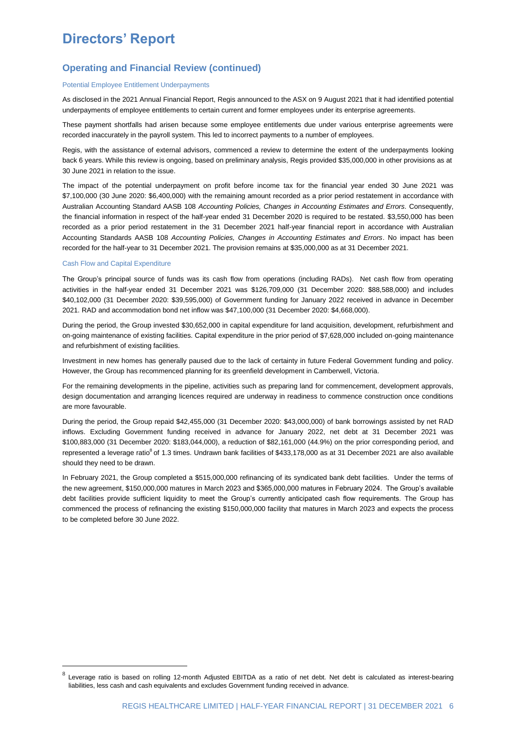# Directors' Report

## Operating and Financial Review (continued)

### Potential Employee Entitlement Underpayments

As disclosed in the 2021 Annual Financial Report, Regis announced to the ASX on 9 August 2021 that it had identified potential underpayments of employee entitlements to certain current and former employees under its enterprise agreements.

These payment shortfalls had arisen because some employee entitlements due under various enterprise agreements were recorded inaccurately in the payroll system. This led to incorrect payments to a number of employees.

Regis, with the assistance of external advisors, commenced a review to determine the extent of the underpayments looking back 6 years. While this review is ongoing, based on preliminary analysis, Regis provided $35,000,000 in other provisions as at 30 June 2021 in relation to the issue.

The impact of the potential underpayment on profit before income tax for the financial year ended 30 June 2021 was $7,100,000 (30 June 2020: $6,400,000) with the remaining amount recorded as a prior period restatement in accordance with Australian Accounting Standard AASB 108 *Accounting Policies, Changes in Accounting Estimates and Errors.* Consequently, the financial information in respect of the half-year ended 31 December 2020 is required to be restated. $3,550,000 has been recorded as a prior period restatement in the 31 December 2021 half-year financial report in accordance with Australian Accounting Standards AASB 108 *Accounting Policies, Changes in Accounting Estimates and Errors*. No impact has been recorded for the half-year to 31 December 2021. The provision remains at $35,000,000 as at 31 December 2021.

### Cash Flow and Capital Expenditure

The Group's principal source of funds was its cash flow from operations (including RADs). Net cash flow from operating activities in the half-year ended 31 December 2021 was $126,709,000 (31 December 2020: $88,588,000) and includes $40,102,000 (31 December 2020: $39,595,000) of Government funding for January 2022 received in advance in December 2021. RAD and accommodation bond net inflow was $47,100,000 (31 December 2020: $4,668,000).

During the period, the Group invested $30,652,000 in capital expenditure for land acquisition, development, refurbishment and on-going maintenance of existing facilities. Capital expenditure in the prior period of $7,628,000 included on-going maintenance and refurbishment of existing facilities.

Investment in new homes has generally paused due to the lack of certainty in future Federal Government funding and policy. However, the Group has recommenced planning for its greenfield development in Camberwell, Victoria.

For the remaining developments in the pipeline, activities such as preparing land for commencement, development approvals, design documentation and arranging licences required are underway in readiness to commence construction once conditions are more favourable.

During the period, the Group repaid $42,455,000 (31 December 2020: $43,000,000) of bank borrowings assisted by net RAD inflows. Excluding Government funding received in advance for January 2022, net debt at 31 December 2021 was $100,883,000 (31 December 2020: $183,044,000), a reduction of $82,161,000 (44.9%) on the prior corresponding period, and represented a leverage ratio[8] of 1.3 times. Undrawn bank facilities of $433,178,000 as at 31 December 2021 are also available should they need to be drawn.

In February 2021, the Group completed a $515,000,000 refinancing of its syndicated bank debt facilities. Under the terms of the new agreement, $150,000,000 matures in March 2023 and $365,000,000 matures in February 2024. The Group's available debt facilities provide sufficient liquidity to meet the Group's currently anticipated cash flow requirements. The Group has commenced the process of refinancing the existing $150,000,000 facility that matures in March 2023 and expects the process to be completed before 30 June 2022.

---

[8] Leverage ratio is based on rolling 12-month Adjusted EBITDA as a ratio of net debt. Net debt is calculated as interest-bearing liabilities, less cash and cash equivalents and excludes Government funding received in advance.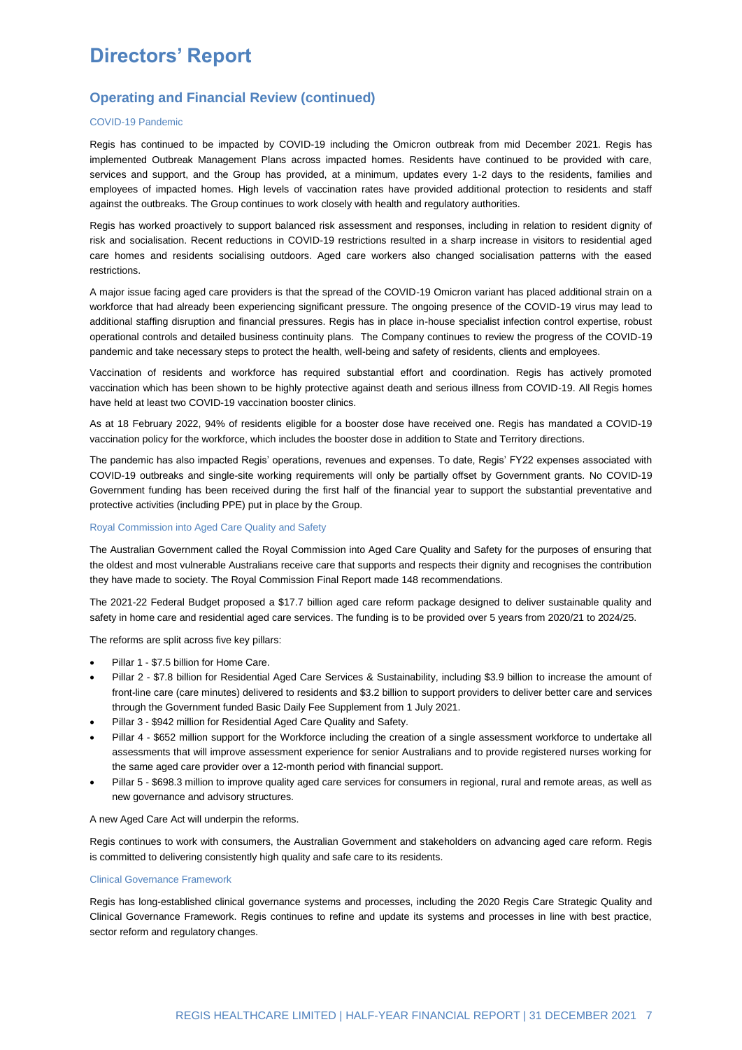# Directors' Report

## Operating and Financial Review (continued)

### COVID-19 Pandemic

Regis has continued to be impacted by COVID-19 including the Omicron outbreak from mid December 2021. Regis has implemented Outbreak Management Plans across impacted homes. Residents have continued to be provided with care, services and support, and the Group has provided, at a minimum, updates every 1-2 days to the residents, families and employees of impacted homes. High levels of vaccination rates have provided additional protection to residents and staff against the outbreaks. The Group continues to work closely with health and regulatory authorities.

Regis has worked proactively to support balanced risk assessment and responses, including in relation to resident dignity of risk and socialisation. Recent reductions in COVID-19 restrictions resulted in a sharp increase in visitors to residential aged care homes and residents socialising outdoors. Aged care workers also changed socialisation patterns with the eased restrictions.

A major issue facing aged care providers is that the spread of the COVID-19 Omicron variant has placed additional strain on a workforce that had already been experiencing significant pressure. The ongoing presence of the COVID-19 virus may lead to additional staffing disruption and financial pressures. Regis has in place in-house specialist infection control expertise, robust operational controls and detailed business continuity plans. The Company continues to review the progress of the COVID-19 pandemic and take necessary steps to protect the health, well-being and safety of residents, clients and employees.

Vaccination of residents and workforce has required substantial effort and coordination. Regis has actively promoted vaccination which has been shown to be highly protective against death and serious illness from COVID-19. All Regis homes have held at least two COVID-19 vaccination booster clinics.

As at 18 February 2022, 94% of residents eligible for a booster dose have received one. Regis has mandated a COVID-19 vaccination policy for the workforce, which includes the booster dose in addition to State and Territory directions.

The pandemic has also impacted Regis' operations, revenues and expenses. To date, Regis' FY22 expenses associated with COVID-19 outbreaks and single-site working requirements will only be partially offset by Government grants. No COVID-19 Government funding has been received during the first half of the financial year to support the substantial preventative and protective activities (including PPE) put in place by the Group.

### Royal Commission into Aged Care Quality and Safety

The Australian Government called the Royal Commission into Aged Care Quality and Safety for the purposes of ensuring that the oldest and most vulnerable Australians receive care that supports and respects their dignity and recognises the contribution they have made to society. The Royal Commission Final Report made 148 recommendations.

The 2021-22 Federal Budget proposed a $17.7 billion aged care reform package designed to deliver sustainable quality and safety in home care and residential aged care services. The funding is to be provided over 5 years from 2020/21 to 2024/25.

The reforms are split across five key pillars:

- Pillar 1 - $7.5 billion for Home Care.
- Pillar 2 - $7.8 billion for Residential Aged Care Services & Sustainability, including $3.9 billion to increase the amount of front-line care (care minutes) delivered to residents and $3.2 billion to support providers to deliver better care and services through the Government funded Basic Daily Fee Supplement from 1 July 2021.
- Pillar 3 - $942 million for Residential Aged Care Quality and Safety.
- Pillar 4 - $652 million support for the Workforce including the creation of a single assessment workforce to undertake all assessments that will improve assessment experience for senior Australians and to provide registered nurses working for the same aged care provider over a 12-month period with financial support.
- Pillar 5 - $698.3 million to improve quality aged care services for consumers in regional, rural and remote areas, as well as new governance and advisory structures.

A new Aged Care Act will underpin the reforms.

Regis continues to work with consumers, the Australian Government and stakeholders on advancing aged care reform. Regis is committed to delivering consistently high quality and safe care to its residents.

### Clinical Governance Framework

Regis has long-established clinical governance systems and processes, including the 2020 Regis Care Strategic Quality and Clinical Governance Framework. Regis continues to refine and update its systems and processes in line with best practice, sector reform and regulatory changes.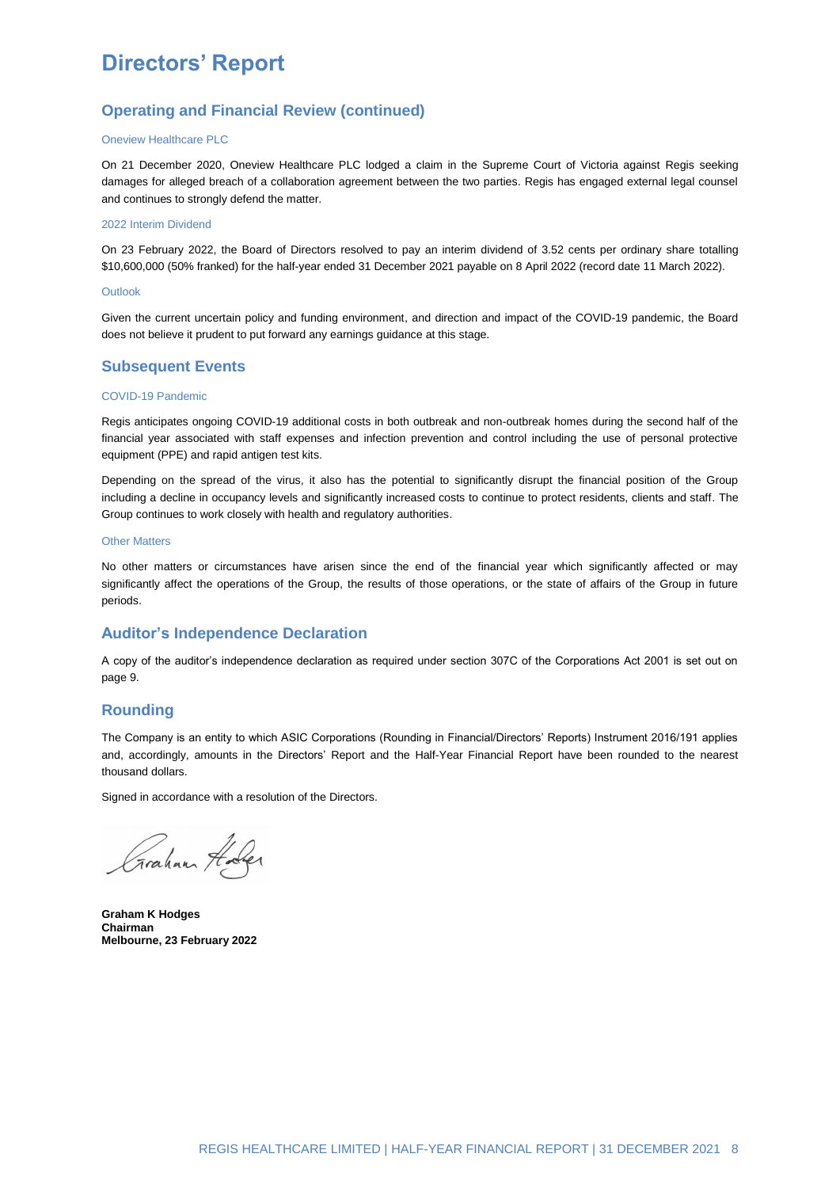# Directors' Report

## Operating and Financial Review (continued)

### Oneview Healthcare PLC

On 21 December 2020, Oneview Healthcare PLC lodged a claim in the Supreme Court of Victoria against Regis seeking damages for alleged breach of a collaboration agreement between the two parties. Regis has engaged external legal counsel and continues to strongly defend the matter.

### 2022 Interim Dividend

On 23 February 2022, the Board of Directors resolved to pay an interim dividend of 3.52 cents per ordinary share totalling $10,600,000 (50% franked) for the half-year ended 31 December 2021 payable on 8 April 2022 (record date 11 March 2022).

### Outlook

Given the current uncertain policy and funding environment, and direction and impact of the COVID-19 pandemic, the Board does not believe it prudent to put forward any earnings guidance at this stage.

## Subsequent Events

### COVID-19 Pandemic

Regis anticipates ongoing COVID-19 additional costs in both outbreak and non-outbreak homes during the second half of the financial year associated with staff expenses and infection prevention and control including the use of personal protective equipment (PPE) and rapid antigen test kits.

Depending on the spread of the virus, it also has the potential to significantly disrupt the financial position of the Group including a decline in occupancy levels and significantly increased costs to continue to protect residents, clients and staff. The Group continues to work closely with health and regulatory authorities.

### Other Matters

No other matters or circumstances have arisen since the end of the financial year which significantly affected or may significantly affect the operations of the Group, the results of those operations, or the state of affairs of the Group in future periods.

## Auditor's Independence Declaration

A copy of the auditor's independence declaration as required under section 307C of the Corporations Act 2001 is set out on page 9.

## Rounding

The Company is an entity to which ASIC Corporations (Rounding in Financial/Directors' Reports) Instrument 2016/191 applies and, accordingly, amounts in the Directors' Report and the Half-Year Financial Report have been rounded to the nearest thousand dollars.

Signed in accordance with a resolution of the Directors.

**Graham K Hodges**
**Chairman**
**Melbourne, 23 February 2022**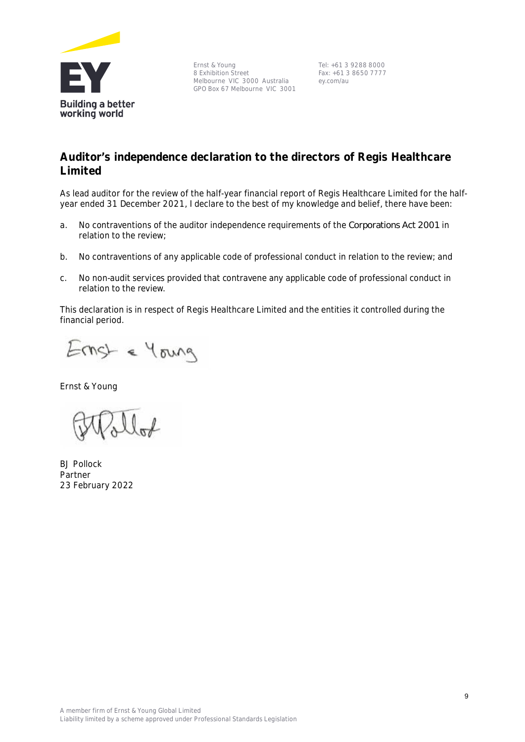Ernst & Young
8 Exhibition Street
Melbourne VIC 3000 Australia
GPO Box 67 Melbourne VIC 3001

Tel: +61 3 9288 8000
Fax: +61 3 8650 7777
ey.com/au

## Auditor's independence declaration to the directors of Regis Healthcare Limited

As lead auditor for the review of the half-year financial report of Regis Healthcare Limited for the half-year ended 31 December 2021, I declare to the best of my knowledge and belief, there have been:

a. No contraventions of the auditor independence requirements of the *Corporations Act 2001* in relation to the review;

b. No contraventions of any applicable code of professional conduct in relation to the review; and

c. No non-audit services provided that contravene any applicable code of professional conduct in relation to the review.

This declaration is in respect of Regis Healthcare Limited and the entities it controlled during the financial period.

Ernst & Young

BJ Pollock
Partner
23 February 2022

A member firm of Ernst & Young Global Limited
Liability limited by a scheme approved under Professional Standards Legislation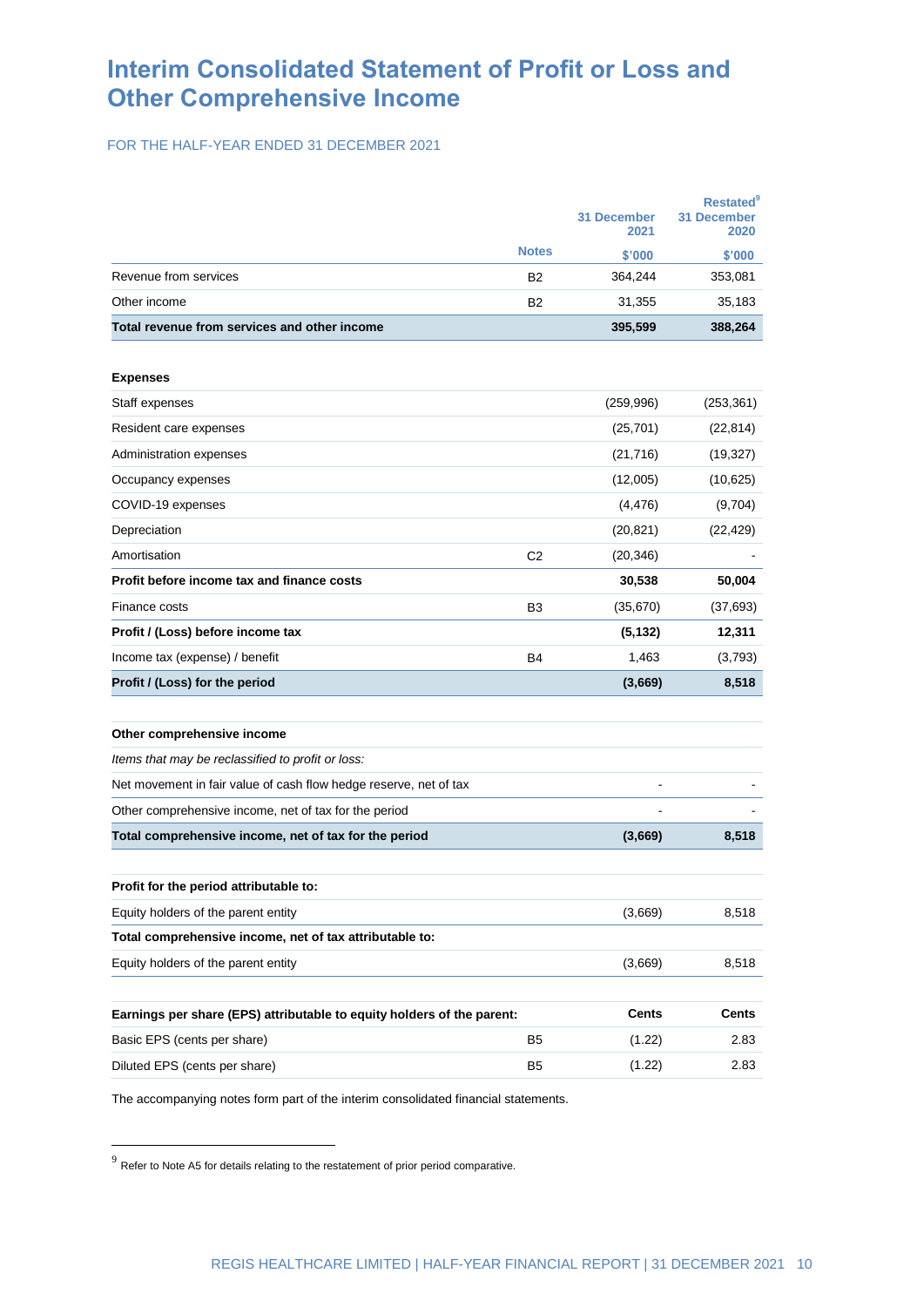# Interim Consolidated Statement of Profit or Loss and Other Comprehensive Income

FOR THE HALF-YEAR ENDED 31 DECEMBER 2021

| | Notes | 31 December 2021 $'000 | Restated[9] 31 December 2020 $'000 |
|---|---|---|---|
| Revenue from services | B2 | 364,244 | 353,081 |
| Other income | B2 | 31,355 | 35,183 |
| **Total revenue from services and other income** | | **395,599** | **388,264** |
| | | | |
| **Expenses** | | | |
| Staff expenses | | (259,996) | (253,361) |
| Resident care expenses | | (25,701) | (22,814) |
| Administration expenses | | (21,716) | (19,327) |
| Occupancy expenses | | (12,005) | (10,625) |
| COVID-19 expenses | | (4,476) | (9,704) |
| Depreciation | | (20,821) | (22,429) |
| Amortisation | C2 | (20,346) | - |
| **Profit before income tax and finance costs** | | **30,538** | **50,004** |
| Finance costs | B3 | (35,670) | (37,693) |
| **Profit / (Loss) before income tax** | | **(5,132)** | **12,311** |
| Income tax (expense) / benefit | B4 | 1,463 | (3,793) |
| **Profit / (Loss) for the period** | | **(3,669)** | **8,518** |
| | | | |
| **Other comprehensive income** | | | |
| *Items that may be reclassified to profit or loss:* | | | |
| Net movement in fair value of cash flow hedge reserve, net of tax | | - | - |
| Other comprehensive income, net of tax for the period | | - | - |
| **Total comprehensive income, net of tax for the period** | | **(3,669)** | **8,518** |
| | | | |
| **Profit for the period attributable to:** | | | |
| Equity holders of the parent entity | | (3,669) | 8,518 |
| **Total comprehensive income, net of tax attributable to:** | | | |
| Equity holders of the parent entity | | (3,669) | 8,518 |
| | | | |
| **Earnings per share (EPS) attributable to equity holders of the parent:** | | **Cents** | **Cents** |
| Basic EPS (cents per share) | B5 | (1.22) | 2.83 |
| Diluted EPS (cents per share) | B5 | (1.22) | 2.83 |

The accompanying notes form part of the interim consolidated financial statements.

[9] Refer to Note A5 for details relating to the restatement of prior period comparative.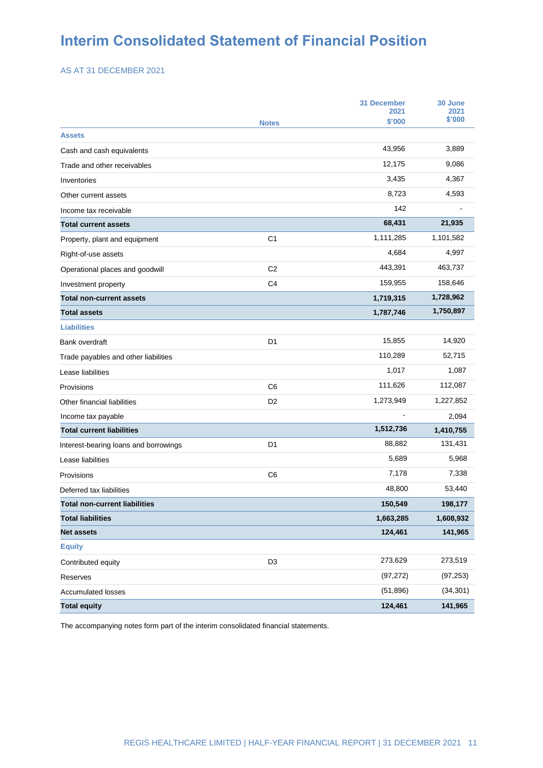# Interim Consolidated Statement of Financial Position

AS AT 31 DECEMBER 2021

| | Notes | 31 December 2021 $'000 | 30 June 2021 $'000 |
|---|---|---|---|
| **Assets** | | | |
| Cash and cash equivalents | | 43,956 | 3,889 |
| Trade and other receivables | | 12,175 | 9,086 |
| Inventories | | 3,435 | 4,367 |
| Other current assets | | 8,723 | 4,593 |
| Income tax receivable | | 142 | - |
| **Total current assets** | | **68,431** | **21,935** |
| Property, plant and equipment | C1 | 1,111,285 | 1,101,582 |
| Right-of-use assets | | 4,684 | 4,997 |
| Operational places and goodwill | C2 | 443,391 | 463,737 |
| Investment property | C4 | 159,955 | 158,646 |
| **Total non-current assets** | | **1,719,315** | **1,728,962** |
| **Total assets** | | **1,787,746** | **1,750,897** |
| **Liabilities** | | | |
| Bank overdraft | D1 | 15,855 | 14,920 |
| Trade payables and other liabilities | | 110,289 | 52,715 |
| Lease liabilities | | 1,017 | 1,087 |
| Provisions | C6 | 111,626 | 112,087 |
| Other financial liabilities | D2 | 1,273,949 | 1,227,852 |
| Income tax payable | | - | 2,094 |
| **Total current liabilities** | | **1,512,736** | **1,410,755** |
| Interest-bearing loans and borrowings | D1 | 88,882 | 131,431 |
| Lease liabilities | | 5,689 | 5,968 |
| Provisions | C6 | 7,178 | 7,338 |
| Deferred tax liabilities | | 48,800 | 53,440 |
| **Total non-current liabilities** | | **150,549** | **198,177** |
| **Total liabilities** | | **1,663,285** | **1,608,932** |
| **Net assets** | | **124,461** | **141,965** |
| **Equity** | | | |
| Contributed equity | D3 | 273,629 | 273,519 |
| Reserves | | (97,272) | (97,253) |
| Accumulated losses | | (51,896) | (34,301) |
| **Total equity** | | **124,461** | **141,965** |

The accompanying notes form part of the interim consolidated financial statements.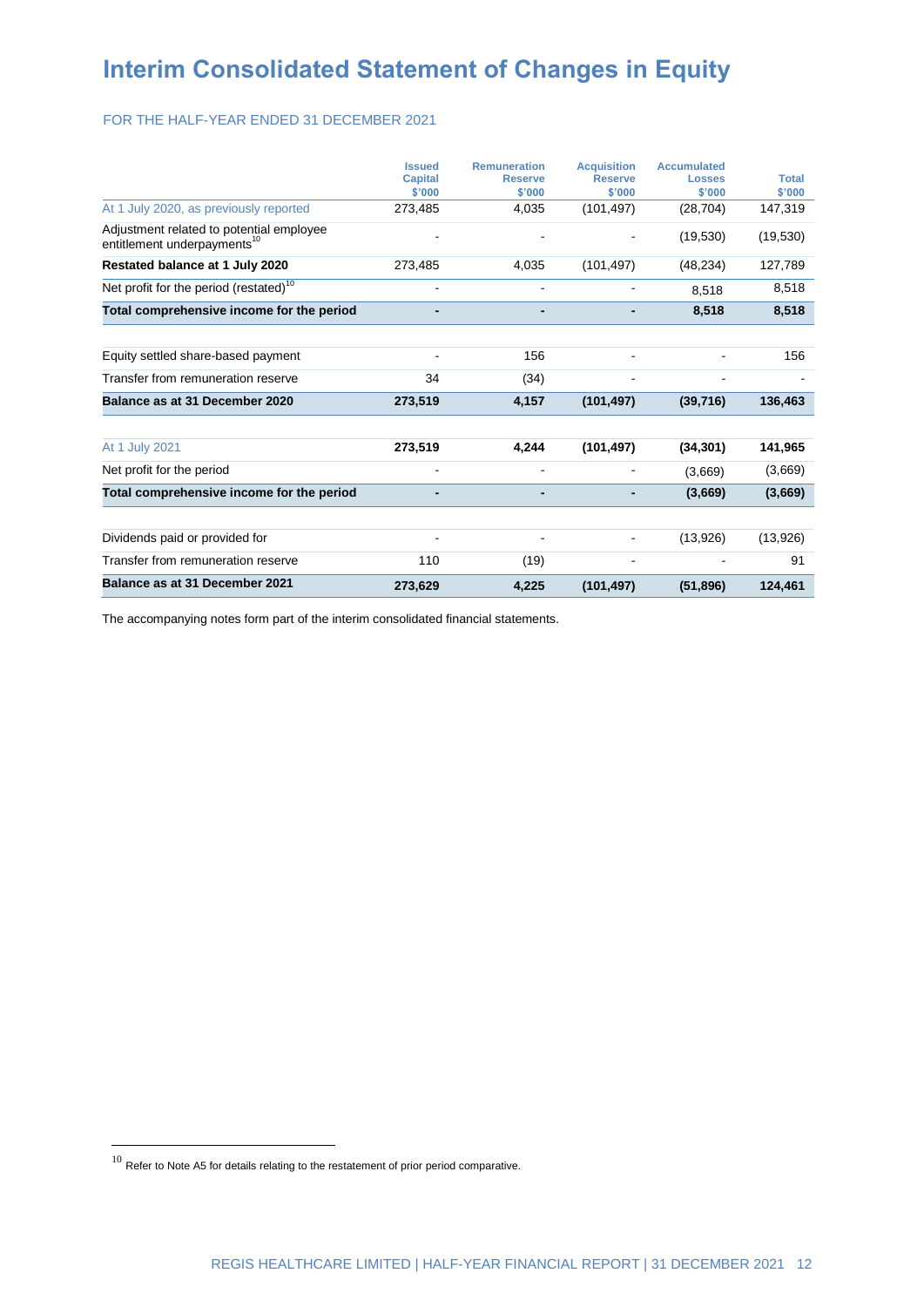# Interim Consolidated Statement of Changes in Equity

FOR THE HALF-YEAR ENDED 31 DECEMBER 2021

| | Issued Capital $'000 | Remuneration Reserve $'000 | Acquisition Reserve $'000 | Accumulated Losses $'000 | Total $'000 |
|---|---|---|---|---|---|
| At 1 July 2020, as previously reported | 273,485 | 4,035 | (101,497) | (28,704) | 147,319 |
| Adjustment related to potential employee entitlement underpayments[10] | - | - | - | (19,530) | (19,530) |
| **Restated balance at 1 July 2020** | 273,485 | 4,035 | (101,497) | (48,234) | 127,789 |
| Net profit for the period (restated)[10] | - | - | - | 8,518 | 8,518 |
| **Total comprehensive income for the period** | **-** | **-** | **-** | **8,518** | **8,518** |
| | | | | | |
| Equity settled share-based payment | - | 156 | - | - | 156 |
| Transfer from remuneration reserve | 34 | (34) | - | - | - |
| **Balance as at 31 December 2020** | **273,519** | **4,157** | **(101,497)** | **(39,716)** | **136,463** |
| | | | | | |
| At 1 July 2021 | **273,519** | **4,244** | **(101,497)** | **(34,301)** | **141,965** |
| Net profit for the period | - | - | - | (3,669) | (3,669) |
| **Total comprehensive income for the period** | **-** | **-** | **-** | **(3,669)** | **(3,669)** |
| | | | | | |
| Dividends paid or provided for | - | - | - | (13,926) | (13,926) |
| Transfer from remuneration reserve | 110 | (19) | - | - | 91 |
| **Balance as at 31 December 2021** | **273,629** | **4,225** | **(101,497)** | **(51,896)** | **124,461** |

The accompanying notes form part of the interim consolidated financial statements.

[10] Refer to Note A5 for details relating to the restatement of prior period comparative.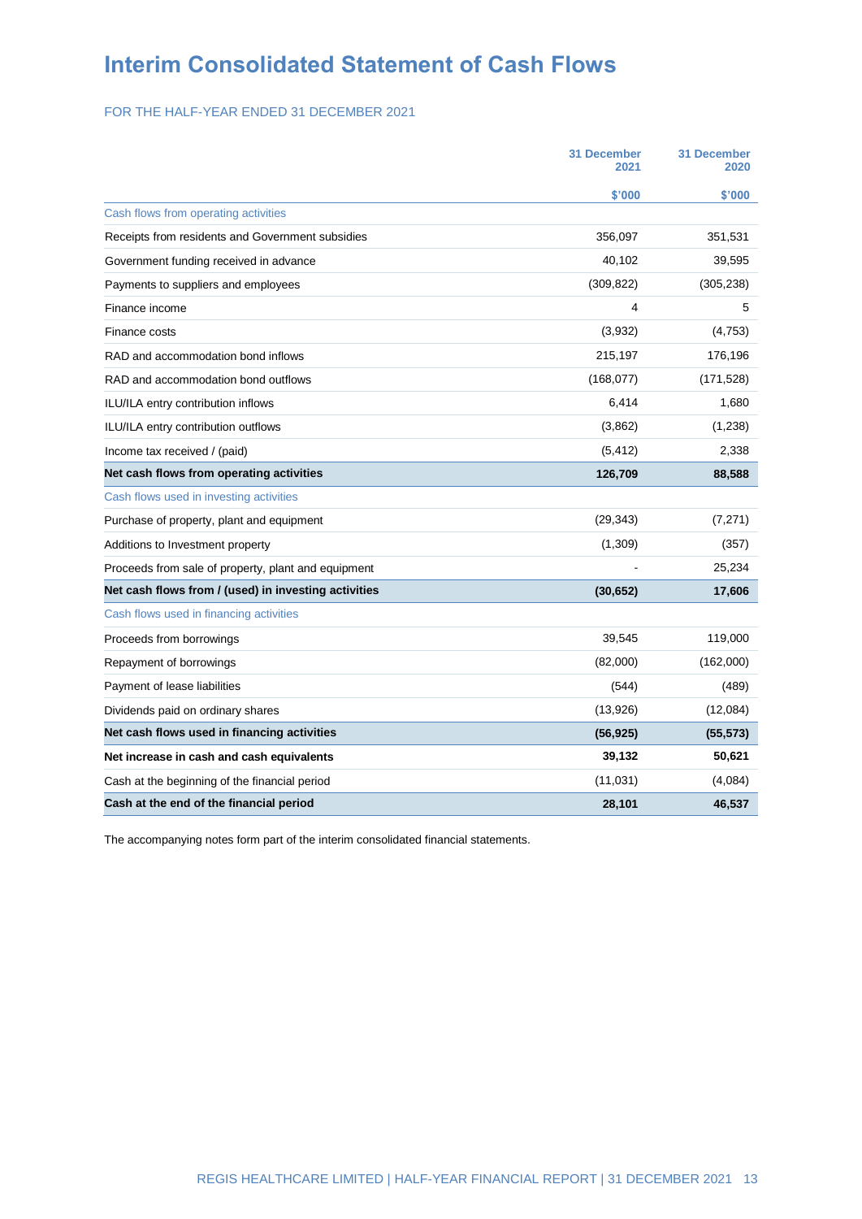# Interim Consolidated Statement of Cash Flows

FOR THE HALF-YEAR ENDED 31 DECEMBER 2021

| | 31 December 2021 | 31 December 2020 |
|---|---|---|
| | $'000 | $'000 |
| Cash flows from operating activities | | |
| Receipts from residents and Government subsidies | 356,097 | 351,531 |
| Government funding received in advance | 40,102 | 39,595 |
| Payments to suppliers and employees | (309,822) | (305,238) |
| Finance income | 4 | 5 |
| Finance costs | (3,932) | (4,753) |
| RAD and accommodation bond inflows | 215,197 | 176,196 |
| RAD and accommodation bond outflows | (168,077) | (171,528) |
| ILU/ILA entry contribution inflows | 6,414 | 1,680 |
| ILU/ILA entry contribution outflows | (3,862) | (1,238) |
| Income tax received / (paid) | (5,412) | 2,338 |
| **Net cash flows from operating activities** | **126,709** | **88,588** |
| Cash flows used in investing activities | | |
| Purchase of property, plant and equipment | (29,343) | (7,271) |
| Additions to Investment property | (1,309) | (357) |
| Proceeds from sale of property, plant and equipment | - | 25,234 |
| **Net cash flows from / (used) in investing activities** | **(30,652)** | **17,606** |
| Cash flows used in financing activities | | |
| Proceeds from borrowings | 39,545 | 119,000 |
| Repayment of borrowings | (82,000) | (162,000) |
| Payment of lease liabilities | (544) | (489) |
| Dividends paid on ordinary shares | (13,926) | (12,084) |
| **Net cash flows used in financing activities** | **(56,925)** | **(55,573)** |
| **Net increase in cash and cash equivalents** | **39,132** | **50,621** |
| Cash at the beginning of the financial period | (11,031) | (4,084) |
| **Cash at the end of the financial period** | **28,101** | **46,537** |

The accompanying notes form part of the interim consolidated financial statements.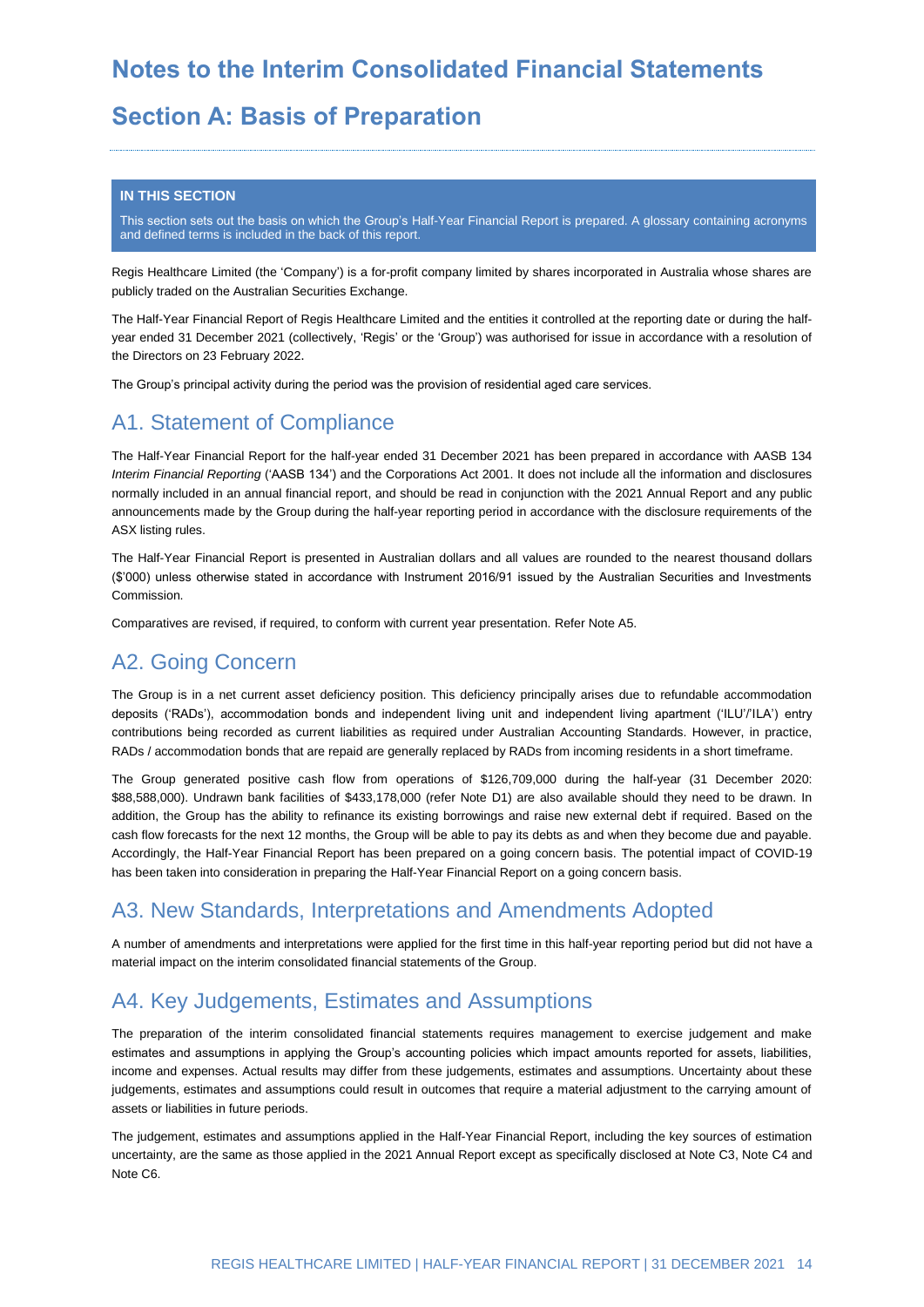# Notes to the Interim Consolidated Financial Statements

# Section A: Basis of Preparation

**IN THIS SECTION**

This section sets out the basis on which the Group's Half-Year Financial Report is prepared. A glossary containing acronyms and defined terms is included in the back of this report.

Regis Healthcare Limited (the 'Company') is a for-profit company limited by shares incorporated in Australia whose shares are publicly traded on the Australian Securities Exchange.

The Half-Year Financial Report of Regis Healthcare Limited and the entities it controlled at the reporting date or during the half-year ended 31 December 2021 (collectively, 'Regis' or the 'Group') was authorised for issue in accordance with a resolution of the Directors on 23 February 2022.

The Group's principal activity during the period was the provision of residential aged care services.

## A1. Statement of Compliance

The Half-Year Financial Report for the half-year ended 31 December 2021 has been prepared in accordance with AASB 134 *Interim Financial Reporting* ('AASB 134') and the Corporations Act 2001. It does not include all the information and disclosures normally included in an annual financial report, and should be read in conjunction with the 2021 Annual Report and any public announcements made by the Group during the half-year reporting period in accordance with the disclosure requirements of the ASX listing rules.

The Half-Year Financial Report is presented in Australian dollars and all values are rounded to the nearest thousand dollars ($'000) unless otherwise stated in accordance with Instrument 2016/91 issued by the Australian Securities and Investments Commission.

Comparatives are revised, if required, to conform with current year presentation. Refer Note A5.

## A2. Going Concern

The Group is in a net current asset deficiency position. This deficiency principally arises due to refundable accommodation deposits ('RADs'), accommodation bonds and independent living unit and independent living apartment ('ILU'/'ILA') entry contributions being recorded as current liabilities as required under Australian Accounting Standards. However, in practice, RADs / accommodation bonds that are repaid are generally replaced by RADs from incoming residents in a short timeframe.

The Group generated positive cash flow from operations of $126,709,000 during the half-year (31 December 2020: $88,588,000). Undrawn bank facilities of $433,178,000 (refer Note D1) are also available should they need to be drawn. In addition, the Group has the ability to refinance its existing borrowings and raise new external debt if required. Based on the cash flow forecasts for the next 12 months, the Group will be able to pay its debts as and when they become due and payable. Accordingly, the Half-Year Financial Report has been prepared on a going concern basis. The potential impact of COVID-19 has been taken into consideration in preparing the Half-Year Financial Report on a going concern basis.

## A3. New Standards, Interpretations and Amendments Adopted

A number of amendments and interpretations were applied for the first time in this half-year reporting period but did not have a material impact on the interim consolidated financial statements of the Group.

## A4. Key Judgements, Estimates and Assumptions

The preparation of the interim consolidated financial statements requires management to exercise judgement and make estimates and assumptions in applying the Group's accounting policies which impact amounts reported for assets, liabilities, income and expenses. Actual results may differ from these judgements, estimates and assumptions. Uncertainty about these judgements, estimates and assumptions could result in outcomes that require a material adjustment to the carrying amount of assets or liabilities in future periods.

The judgement, estimates and assumptions applied in the Half-Year Financial Report, including the key sources of estimation uncertainty, are the same as those applied in the 2021 Annual Report except as specifically disclosed at Note C3, Note C4 and Note C6.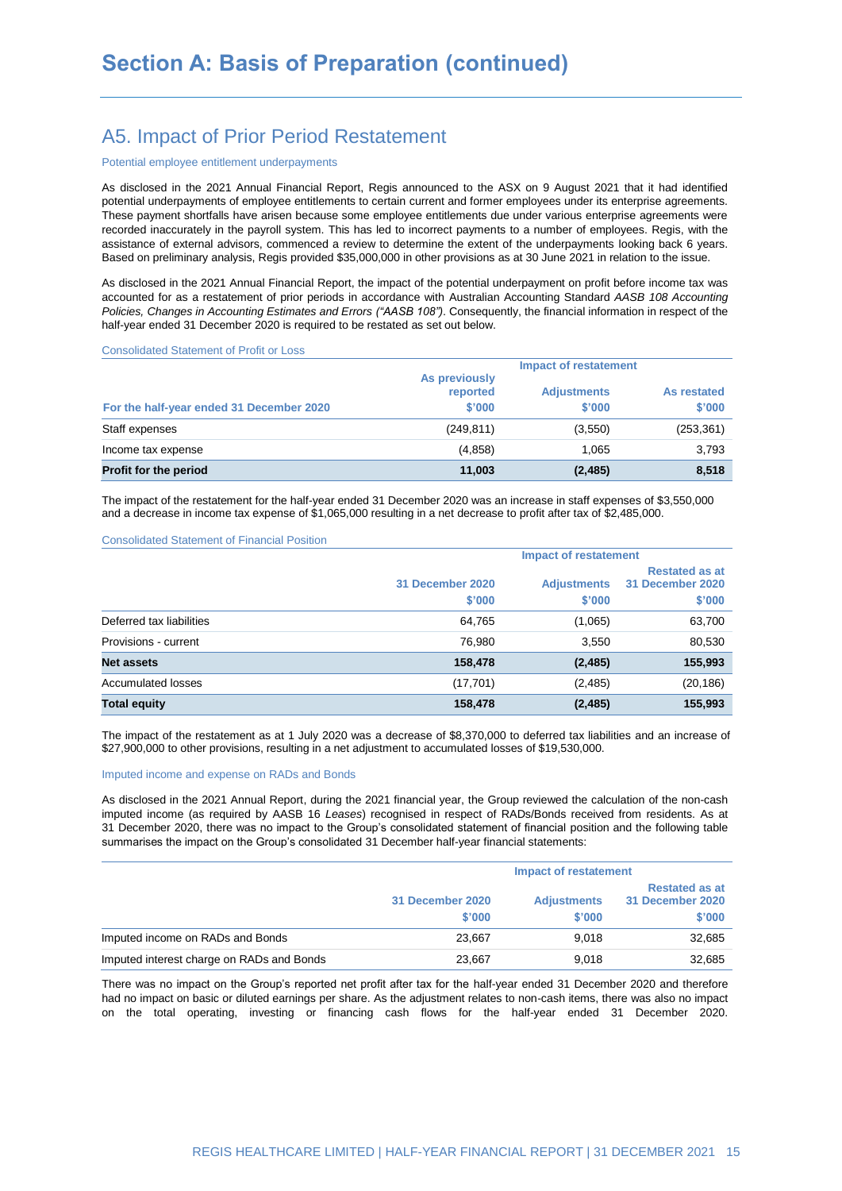# Section A: Basis of Preparation (continued)

## A5. Impact of Prior Period Restatement

### Potential employee entitlement underpayments

As disclosed in the 2021 Annual Financial Report, Regis announced to the ASX on 9 August 2021 that it had identified potential underpayments of employee entitlements to certain current and former employees under its enterprise agreements. These payment shortfalls have arisen because some employee entitlements due under various enterprise agreements were recorded inaccurately in the payroll system. This has led to incorrect payments to a number of employees. Regis, with the assistance of external advisors, commenced a review to determine the extent of the underpayments looking back 6 years. Based on preliminary analysis, Regis provided $35,000,000 in other provisions as at 30 June 2021 in relation to the issue.

As disclosed in the 2021 Annual Financial Report, the impact of the potential underpayment on profit before income tax was accounted for as a restatement of prior periods in accordance with Australian Accounting Standard *AASB 108 Accounting Policies, Changes in Accounting Estimates and Errors ("AASB 108")*. Consequently, the financial information in respect of the half-year ended 31 December 2020 is required to be restated as set out below.

#### Consolidated Statement of Profit or Loss

| For the half-year ended 31 December 2020 | As previously reported $'000 | Impact of restatement Adjustments $'000 | As restated $'000 |
|---|---|---|---|
| Staff expenses | (249,811) | (3,550) | (253,361) |
| Income tax expense | (4,858) | 1,065 | 3,793 |
| **Profit for the period** | **11,003** | **(2,485)** | **8,518** |

The impact of the restatement for the half-year ended 31 December 2020 was an increase in staff expenses of $3,550,000 and a decrease in income tax expense of $1,065,000 resulting in a net decrease to profit after tax of $2,485,000.

#### Consolidated Statement of Financial Position

| | 31 December 2020 $'000 | Impact of restatement Adjustments $'000 | Restated as at 31 December 2020 $'000 |
|---|---|---|---|
| Deferred tax liabilities | 64,765 | (1,065) | 63,700 |
| Provisions - current | 76,980 | 3,550 | 80,530 |
| **Net assets** | **158,478** | **(2,485)** | **155,993** |
| Accumulated losses | (17,701) | (2,485) | (20,186) |
| **Total equity** | **158,478** | **(2,485)** | **155,993** |

The impact of the restatement as at 1 July 2020 was a decrease of $8,370,000 to deferred tax liabilities and an increase of $27,900,000 to other provisions, resulting in a net adjustment to accumulated losses of $19,530,000.

### Imputed income and expense on RADs and Bonds

As disclosed in the 2021 Annual Report, during the 2021 financial year, the Group reviewed the calculation of the non-cash imputed income (as required by AASB 16 *Leases*) recognised in respect of RADs/Bonds received from residents. As at 31 December 2020, there was no impact to the Group's consolidated statement of financial position and the following table summarises the impact on the Group's consolidated 31 December half-year financial statements:

| | 31 December 2020 $'000 | Impact of restatement Adjustments $'000 | Restated as at 31 December 2020 $'000 |
|---|---|---|---|
| Imputed income on RADs and Bonds | 23,667 | 9,018 | 32,685 |
| Imputed interest charge on RADs and Bonds | 23,667 | 9,018 | 32,685 |

There was no impact on the Group's reported net profit after tax for the half-year ended 31 December 2020 and therefore had no impact on basic or diluted earnings per share. As the adjustment relates to non-cash items, there was also no impact on the total operating, investing or financing cash flows for the half-year ended 31 December 2020.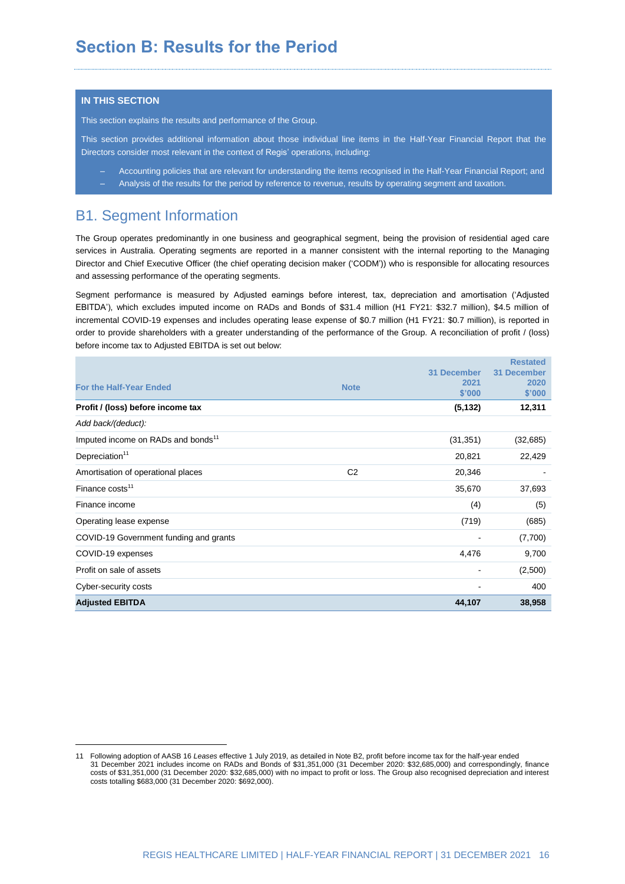# Section B: Results for the Period

**IN THIS SECTION**

This section explains the results and performance of the Group.

This section provides additional information about those individual line items in the Half-Year Financial Report that the Directors consider most relevant in the context of Regis' operations, including:

- Accounting policies that are relevant for understanding the items recognised in the Half-Year Financial Report; and
- Analysis of the results for the period by reference to revenue, results by operating segment and taxation.

## B1. Segment Information

The Group operates predominantly in one business and geographical segment, being the provision of residential aged care services in Australia. Operating segments are reported in a manner consistent with the internal reporting to the Managing Director and Chief Executive Officer (the chief operating decision maker ('CODM')) who is responsible for allocating resources and assessing performance of the operating segments.

Segment performance is measured by Adjusted earnings before interest, tax, depreciation and amortisation ('Adjusted EBITDA'), which excludes imputed income on RADs and Bonds of $31.4 million (H1 FY21: $32.7 million), $4.5 million of incremental COVID-19 expenses and includes operating lease expense of $0.7 million (H1 FY21: $0.7 million), is reported in order to provide shareholders with a greater understanding of the performance of the Group. A reconciliation of profit / (loss) before income tax to Adjusted EBITDA is set out below:

| For the Half-Year Ended | Note | 31 December 2021 $'000 | Restated 31 December 2020 $'000 |
|---|---|---|---|
| **Profit / (loss) before income tax** | | **(5,132)** | **12,311** |
| *Add back/(deduct):* | | | |
| Imputed income on RADs and bonds[11] | | (31,351) | (32,685) |
| Depreciation[11] | | 20,821 | 22,429 |
| Amortisation of operational places | C2 | 20,346 | - |
| Finance costs[11] | | 35,670 | 37,693 |
| Finance income | | (4) | (5) |
| Operating lease expense | | (719) | (685) |
| COVID-19 Government funding and grants | | - | (7,700) |
| COVID-19 expenses | | 4,476 | 9,700 |
| Profit on sale of assets | | - | (2,500) |
| Cyber-security costs | | - | 400 |
| **Adjusted EBITDA** | | **44,107** | **38,958** |

11 Following adoption of AASB 16 *Leases* effective 1 July 2019, as detailed in Note B2, profit before income tax for the half-year ended 31 December 2021 includes income on RADs and Bonds of $31,351,000 (31 December 2020: $32,685,000) and correspondingly, finance costs of $31,351,000 (31 December 2020: $32,685,000) with no impact to profit or loss. The Group also recognised depreciation and interest costs totalling $683,000 (31 December 2020: $692,000).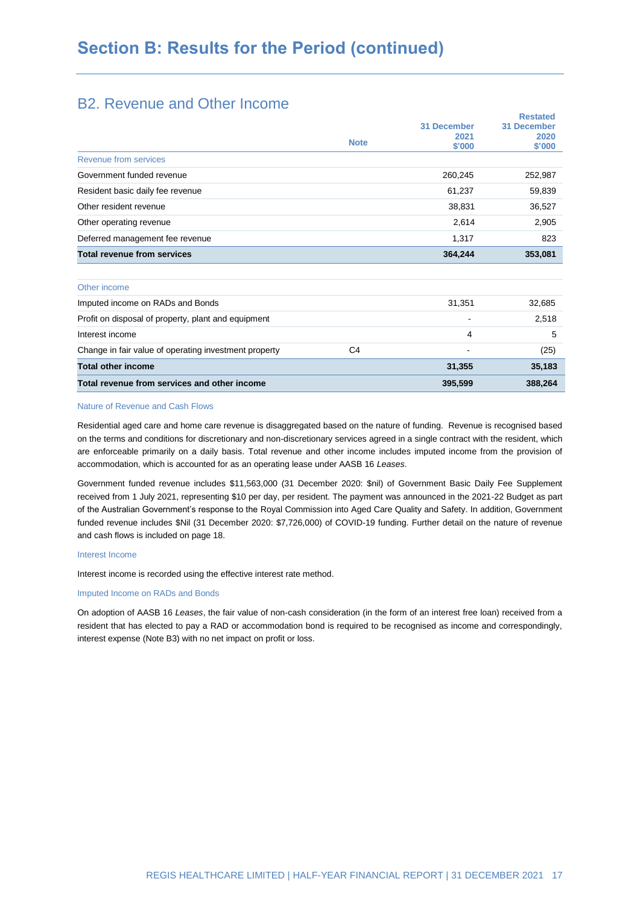# Section B: Results for the Period (continued)

## B2. Revenue and Other Income

| | Note | 31 December 2021 $'000 | Restated 31 December 2020 $'000 |
|---|---|---|---|
| Revenue from services | | | |
| Government funded revenue | | 260,245 | 252,987 |
| Resident basic daily fee revenue | | 61,237 | 59,839 |
| Other resident revenue | | 38,831 | 36,527 |
| Other operating revenue | | 2,614 | 2,905 |
| Deferred management fee revenue | | 1,317 | 823 |
| **Total revenue from services** | | **364,244** | **353,081** |
| | | | |
| Other income | | | |
| Imputed income on RADs and Bonds | | 31,351 | 32,685 |
| Profit on disposal of property, plant and equipment | | - | 2,518 |
| Interest income | | 4 | 5 |
| Change in fair value of operating investment property | C4 | - | (25) |
| **Total other income** | | **31,355** | **35,183** |
| **Total revenue from services and other income** | | **395,599** | **388,264** |

### Nature of Revenue and Cash Flows

Residential aged care and home care revenue is disaggregated based on the nature of funding. Revenue is recognised based on the terms and conditions for discretionary and non-discretionary services agreed in a single contract with the resident, which are enforceable primarily on a daily basis. Total revenue and other income includes imputed income from the provision of accommodation, which is accounted for as an operating lease under AASB 16 *Leases*.

Government funded revenue includes $11,563,000 (31 December 2020: $nil) of Government Basic Daily Fee Supplement received from 1 July 2021, representing $10 per day, per resident. The payment was announced in the 2021-22 Budget as part of the Australian Government's response to the Royal Commission into Aged Care Quality and Safety. In addition, Government funded revenue includes $Nil (31 December 2020: $7,726,000) of COVID-19 funding. Further detail on the nature of revenue and cash flows is included on page 18.

### Interest Income

Interest income is recorded using the effective interest rate method.

### Imputed Income on RADs and Bonds

On adoption of AASB 16 *Leases*, the fair value of non-cash consideration (in the form of an interest free loan) received from a resident that has elected to pay a RAD or accommodation bond is required to be recognised as income and correspondingly, interest expense (Note B3) with no net impact on profit or loss.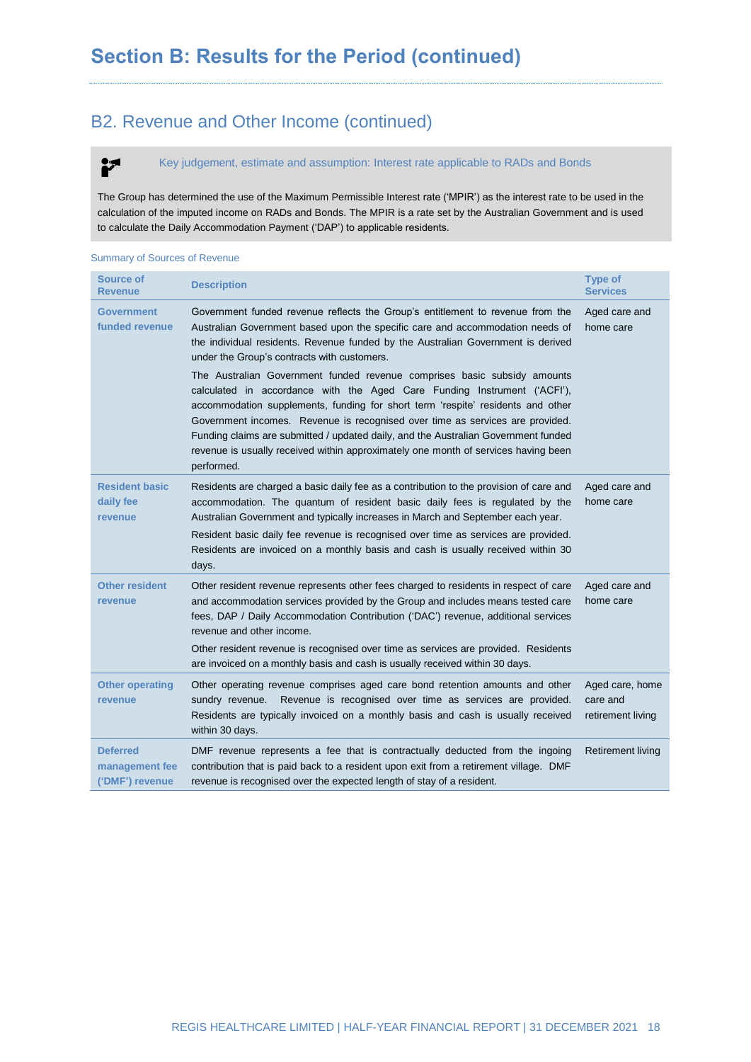# Section B: Results for the Period (continued)

## B2. Revenue and Other Income (continued)

**Key judgement, estimate and assumption: Interest rate applicable to RADs and Bonds**

The Group has determined the use of the Maximum Permissible Interest rate ('MPIR') as the interest rate to be used in the calculation of the imputed income on RADs and Bonds. The MPIR is a rate set by the Australian Government and is used to calculate the Daily Accommodation Payment ('DAP') to applicable residents.

Summary of Sources of Revenue

| Source of Revenue | Description | Type of Services |
|---|---|---|
| **Government funded revenue** | Government funded revenue reflects the Group's entitlement to revenue from the Australian Government based upon the specific care and accommodation needs of the individual residents. Revenue funded by the Australian Government is derived under the Group's contracts with customers.<br><br>The Australian Government funded revenue comprises basic subsidy amounts calculated in accordance with the Aged Care Funding Instrument ('ACFI'), accommodation supplements, funding for short term 'respite' residents and other Government incomes. Revenue is recognised over time as services are provided. Funding claims are submitted / updated daily, and the Australian Government funded revenue is usually received within approximately one month of services having been performed. | Aged care and home care |
| **Resident basic daily fee revenue** | Residents are charged a basic daily fee as a contribution to the provision of care and accommodation. The quantum of resident basic daily fees is regulated by the Australian Government and typically increases in March and September each year.<br><br>Resident basic daily fee revenue is recognised over time as services are provided. Residents are invoiced on a monthly basis and cash is usually received within 30 days. | Aged care and home care |
| **Other resident revenue** | Other resident revenue represents other fees charged to residents in respect of care and accommodation services provided by the Group and includes means tested care fees, DAP / Daily Accommodation Contribution ('DAC') revenue, additional services revenue and other income.<br><br>Other resident revenue is recognised over time as services are provided. Residents are invoiced on a monthly basis and cash is usually received within 30 days. | Aged care and home care |
| **Other operating revenue** | Other operating revenue comprises aged care bond retention amounts and other sundry revenue. Revenue is recognised over time as services are provided. Residents are typically invoiced on a monthly basis and cash is usually received within 30 days. | Aged care, home care and retirement living |
| **Deferred management fee ('DMF') revenue** | DMF revenue represents a fee that is contractually deducted from the ingoing contribution that is paid back to a resident upon exit from a retirement village. DMF revenue is recognised over the expected length of stay of a resident. | Retirement living |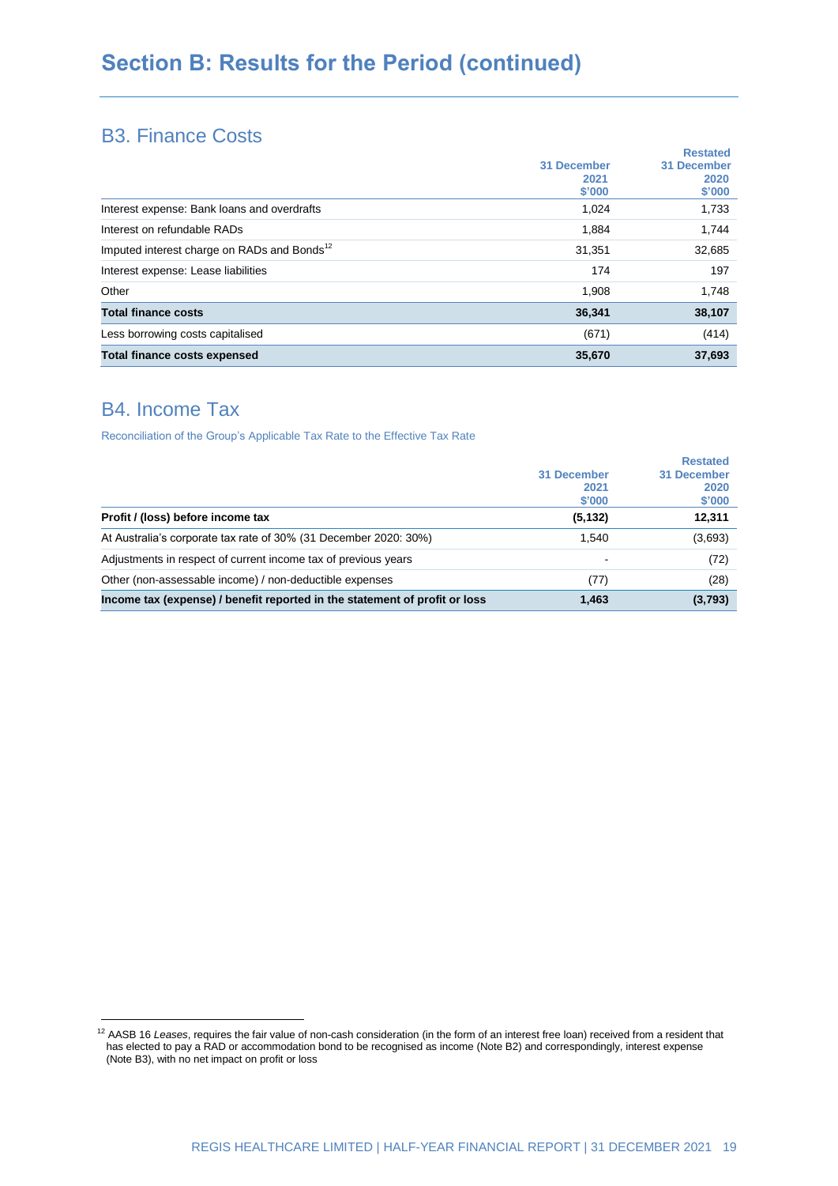# Section B: Results for the Period (continued)

## B3. Finance Costs

| | 31 December 2021 $'000 | Restated 31 December 2020 $'000 |
|---|---|---|
| Interest expense: Bank loans and overdrafts | 1,024 | 1,733 |
| Interest on refundable RADs | 1,884 | 1,744 |
| Imputed interest charge on RADs and Bonds[12] | 31,351 | 32,685 |
| Interest expense: Lease liabilities | 174 | 197 |
| Other | 1,908 | 1,748 |
| **Total finance costs** | **36,341** | **38,107** |
| Less borrowing costs capitalised | (671) | (414) |
| **Total finance costs expensed** | **35,670** | **37,693** |

## B4. Income Tax

Reconciliation of the Group's Applicable Tax Rate to the Effective Tax Rate

| | 31 December 2021 $'000 | Restated 31 December 2020 $'000 |
|---|---|---|
| **Profit / (loss) before income tax** | **(5,132)** | **12,311** |
| At Australia's corporate tax rate of 30% (31 December 2020: 30%) | 1,540 | (3,693) |
| Adjustments in respect of current income tax of previous years | - | (72) |
| Other (non-assessable income) / non-deductible expenses | (77) | (28) |
| **Income tax (expense) / benefit reported in the statement of profit or loss** | **1,463** | **(3,793)** |

[12] AASB 16 *Leases*, requires the fair value of non-cash consideration (in the form of an interest free loan) received from a resident that has elected to pay a RAD or accommodation bond to be recognised as income (Note B2) and correspondingly, interest expense (Note B3), with no net impact on profit or loss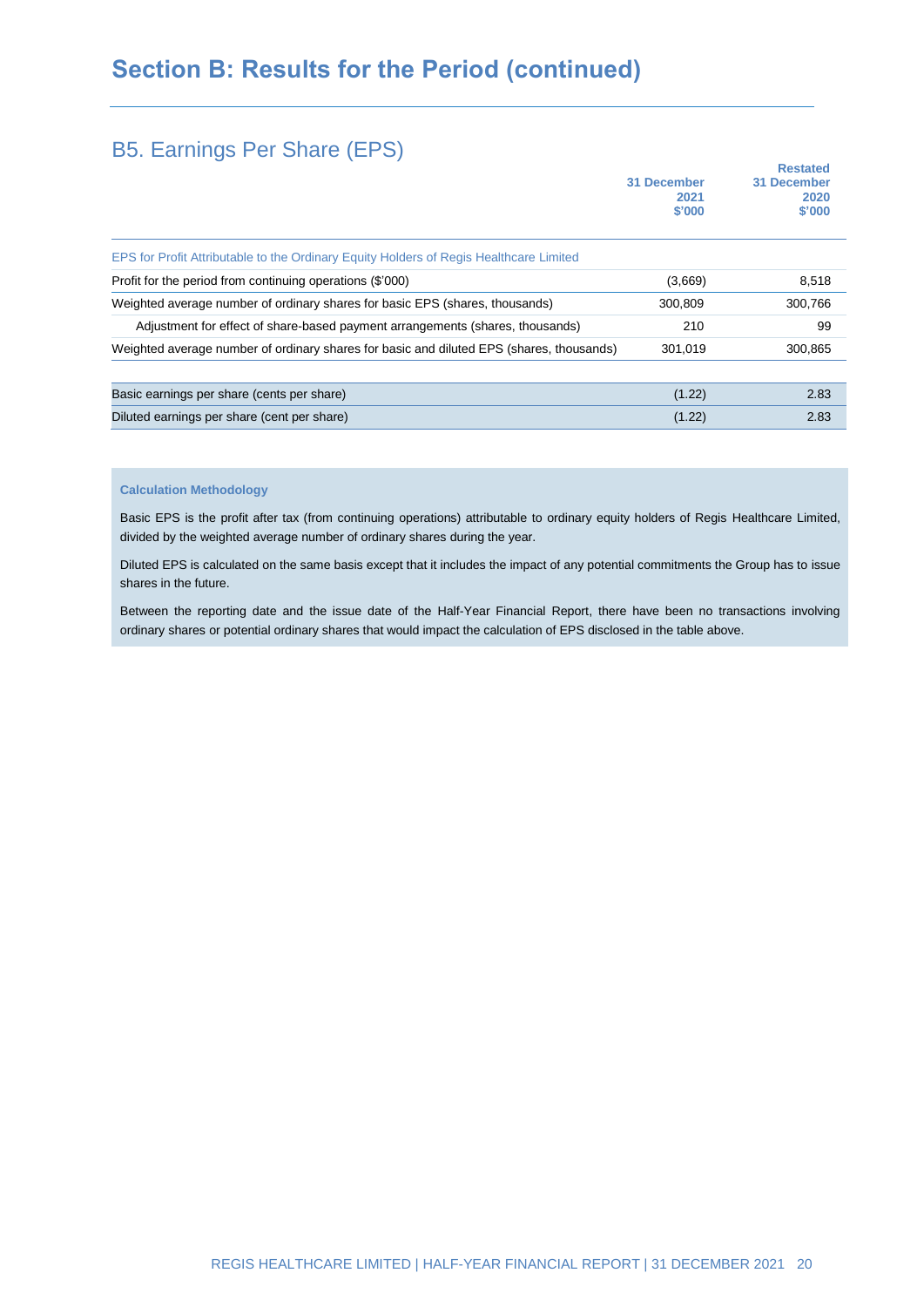# Section B: Results for the Period (continued)

## B5. Earnings Per Share (EPS)

| | 31 December 2021 $'000 | Restated 31 December 2020 $'000 |
|---|---|---|
| EPS for Profit Attributable to the Ordinary Equity Holders of Regis Healthcare Limited | | |
| Profit for the period from continuing operations ($'000) | (3,669) | 8,518 |
| Weighted average number of ordinary shares for basic EPS (shares, thousands) | 300,809 | 300,766 |
| Adjustment for effect of share-based payment arrangements (shares, thousands) | 210 | 99 |
| Weighted average number of ordinary shares for basic and diluted EPS (shares, thousands) | 301,019 | 300,865 |
| | | |
| Basic earnings per share (cents per share) | (1.22) | 2.83 |
| Diluted earnings per share (cent per share) | (1.22) | 2.83 |

**Calculation Methodology**

Basic EPS is the profit after tax (from continuing operations) attributable to ordinary equity holders of Regis Healthcare Limited, divided by the weighted average number of ordinary shares during the year.

Diluted EPS is calculated on the same basis except that it includes the impact of any potential commitments the Group has to issue shares in the future.

Between the reporting date and the issue date of the Half-Year Financial Report, there have been no transactions involving ordinary shares or potential ordinary shares that would impact the calculation of EPS disclosed in the table above.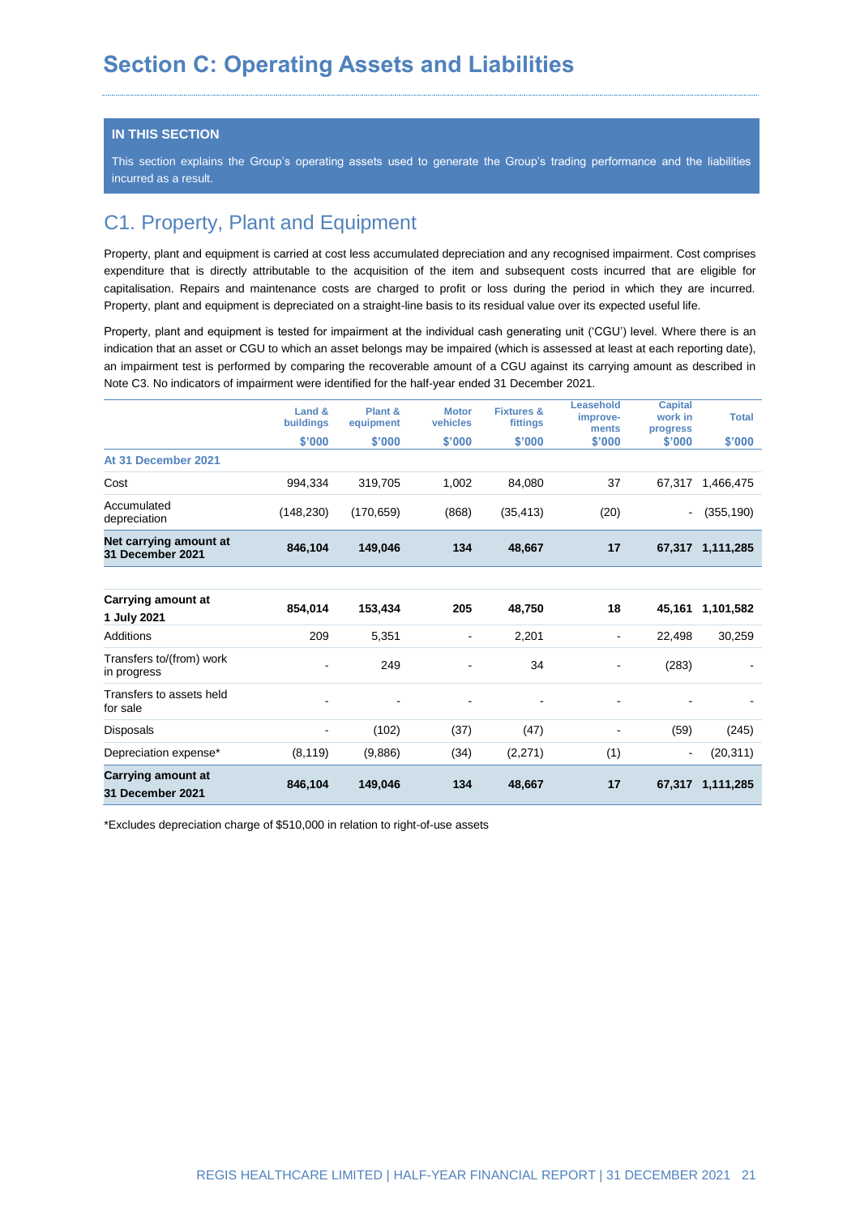# Section C: Operating Assets and Liabilities

**IN THIS SECTION**

This section explains the Group's operating assets used to generate the Group's trading performance and the liabilities incurred as a result.

## C1. Property, Plant and Equipment

Property, plant and equipment is carried at cost less accumulated depreciation and any recognised impairment. Cost comprises expenditure that is directly attributable to the acquisition of the item and subsequent costs incurred that are eligible for capitalisation. Repairs and maintenance costs are charged to profit or loss during the period in which they are incurred. Property, plant and equipment is depreciated on a straight-line basis to its residual value over its expected useful life.

Property, plant and equipment is tested for impairment at the individual cash generating unit ('CGU') level. Where there is an indication that an asset or CGU to which an asset belongs may be impaired (which is assessed at least at each reporting date), an impairment test is performed by comparing the recoverable amount of a CGU against its carrying amount as described in Note C3. No indicators of impairment were identified for the half-year ended 31 December 2021.

| | Land & buildings | Plant & equipment | Motor vehicles | Fixtures & fittings | Leasehold improve-ments | Capital work in progress | Total |
|---|---|---|---|---|---|---|---|
| | $'000 | $'000 | $'000 | $'000 | $'000 | $'000 | $'000 |
| **At 31 December 2021** | | | | | | | |
| Cost | 994,334 | 319,705 | 1,002 | 84,080 | 37 | 67,317 | 1,466,475 |
| Accumulated depreciation | (148,230) | (170,659) | (868) | (35,413) | (20) | - | (355,190) |
| **Net carrying amount at 31 December 2021** | **846,104** | **149,046** | **134** | **48,667** | **17** | **67,317** | **1,111,285** |
| | | | | | | | |
| **Carrying amount at 1 July 2021** | **854,014** | **153,434** | **205** | **48,750** | **18** | **45,161** | **1,101,582** |
| Additions | 209 | 5,351 | - | 2,201 | - | 22,498 | 30,259 |
| Transfers to/(from) work in progress | - | 249 | - | 34 | - | (283) | - |
| Transfers to assets held for sale | - | - | - | - | - | - | - |
| Disposals | - | (102) | (37) | (47) | - | (59) | (245) |
| Depreciation expense* | (8,119) | (9,886) | (34) | (2,271) | (1) | - | (20,311) |
| **Carrying amount at 31 December 2021** | **846,104** | **149,046** | **134** | **48,667** | **17** | **67,317** | **1,111,285** |

*Excludes depreciation charge of $510,000 in relation to right-of-use assets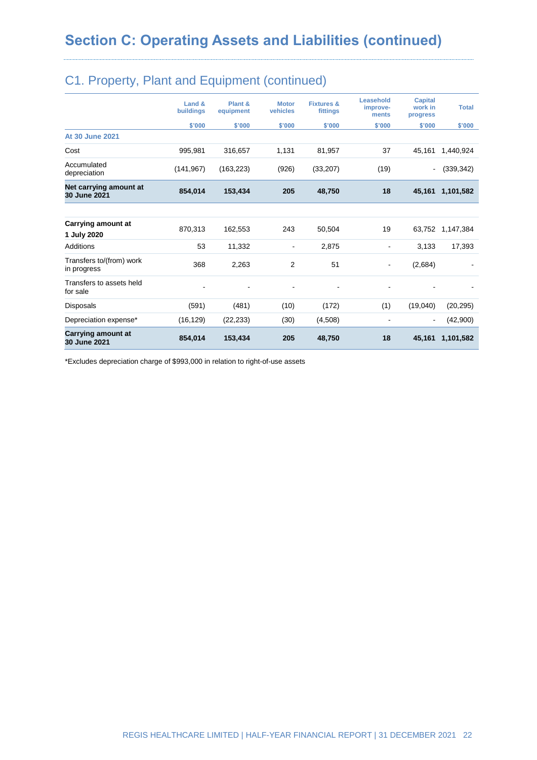# Section C: Operating Assets and Liabilities (continued)

## C1. Property, Plant and Equipment (continued)

| | Land & buildings | Plant & equipment | Motor vehicles | Fixtures & fittings | Leasehold improve-ments | Capital work in progress | Total |
|---|---|---|---|---|---|---|---|
| | $'000 | $'000 | $'000 | $'000 | $'000 | $'000 | $'000 |
| **At 30 June 2021** | | | | | | | |
| Cost | 995,981 | 316,657 | 1,131 | 81,957 | 37 | 45,161 | 1,440,924 |
| Accumulated depreciation | (141,967) | (163,223) | (926) | (33,207) | (19) | - | (339,342) |
| **Net carrying amount at 30 June 2021** | **854,014** | **153,434** | **205** | **48,750** | **18** | **45,161** | **1,101,582** |
| | | | | | | | |
| **Carrying amount at 1 July 2020** | 870,313 | 162,553 | 243 | 50,504 | 19 | 63,752 | 1,147,384 |
| Additions | 53 | 11,332 | - | 2,875 | - | 3,133 | 17,393 |
| Transfers to/(from) work in progress | 368 | 2,263 | 2 | 51 | - | (2,684) | - |
| Transfers to assets held for sale | - | - | - | - | - | - | - |
| Disposals | (591) | (481) | (10) | (172) | (1) | (19,040) | (20,295) |
| Depreciation expense* | (16,129) | (22,233) | (30) | (4,508) | - | - | (42,900) |
| **Carrying amount at 30 June 2021** | **854,014** | **153,434** | **205** | **48,750** | **18** | **45,161** | **1,101,582** |

*Excludes depreciation charge of $993,000 in relation to right-of-use assets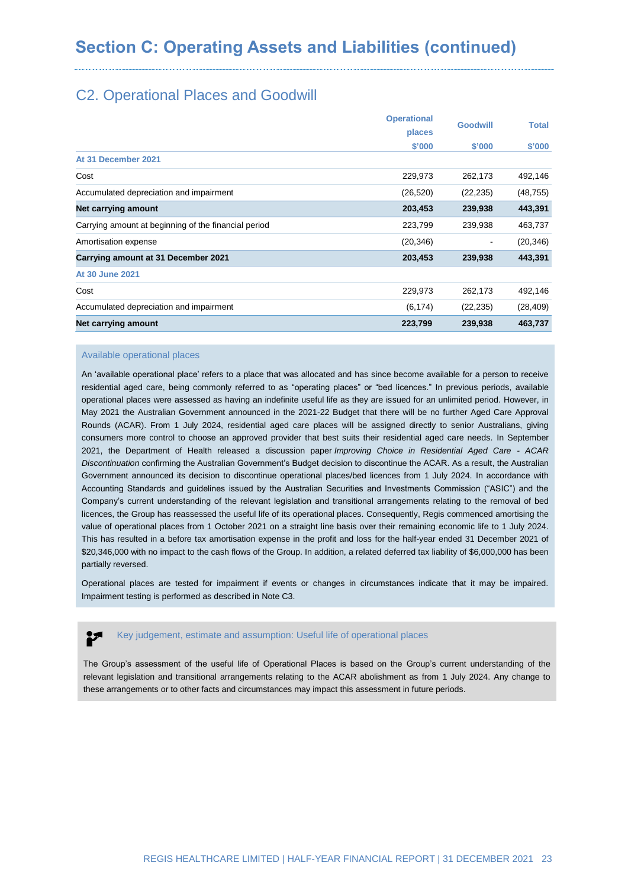# Section C: Operating Assets and Liabilities (continued)

## C2. Operational Places and Goodwill

| | Operational places $'000 | Goodwill $'000 | Total $'000 |
|---|---|---|---|
| **At 31 December 2021** | | | |
| Cost | 229,973 | 262,173 | 492,146 |
| Accumulated depreciation and impairment | (26,520) | (22,235) | (48,755) |
| **Net carrying amount** | **203,453** | **239,938** | **443,391** |
| Carrying amount at beginning of the financial period | 223,799 | 239,938 | 463,737 |
| Amortisation expense | (20,346) | - | (20,346) |
| **Carrying amount at 31 December 2021** | **203,453** | **239,938** | **443,391** |
| **At 30 June 2021** | | | |
| Cost | 229,973 | 262,173 | 492,146 |
| Accumulated depreciation and impairment | (6,174) | (22,235) | (28,409) |
| **Net carrying amount** | **223,799** | **239,938** | **463,737** |

### Available operational places

An 'available operational place' refers to a place that was allocated and has since become available for a person to receive residential aged care, being commonly referred to as "operating places" or "bed licences." In previous periods, available operational places were assessed as having an indefinite useful life as they are issued for an unlimited period. However, in May 2021 the Australian Government announced in the 2021-22 Budget that there will be no further Aged Care Approval Rounds (ACAR). From 1 July 2024, residential aged care places will be assigned directly to senior Australians, giving consumers more control to choose an approved provider that best suits their residential aged care needs. In September 2021, the Department of Health released a discussion paper *Improving Choice in Residential Aged Care - ACAR Discontinuation* confirming the Australian Government's Budget decision to discontinue the ACAR. As a result, the Australian Government announced its decision to discontinue operational places/bed licences from 1 July 2024. In accordance with Accounting Standards and guidelines issued by the Australian Securities and Investments Commission ("ASIC") and the Company's current understanding of the relevant legislation and transitional arrangements relating to the removal of bed licences, the Group has reassessed the useful life of its operational places. Consequently, Regis commenced amortising the value of operational places from 1 October 2021 on a straight line basis over their remaining economic life to 1 July 2024. This has resulted in a before tax amortisation expense in the profit and loss for the half-year ended 31 December 2021 of $20,346,000 with no impact to the cash flows of the Group. In addition, a related deferred tax liability of $6,000,000 has been partially reversed.

Operational places are tested for impairment if events or changes in circumstances indicate that it may be impaired. Impairment testing is performed as described in Note C3.

### Key judgement, estimate and assumption: Useful life of operational places

The Group's assessment of the useful life of Operational Places is based on the Group's current understanding of the relevant legislation and transitional arrangements relating to the ACAR abolishment as from 1 July 2024. Any change to these arrangements or to other facts and circumstances may impact this assessment in future periods.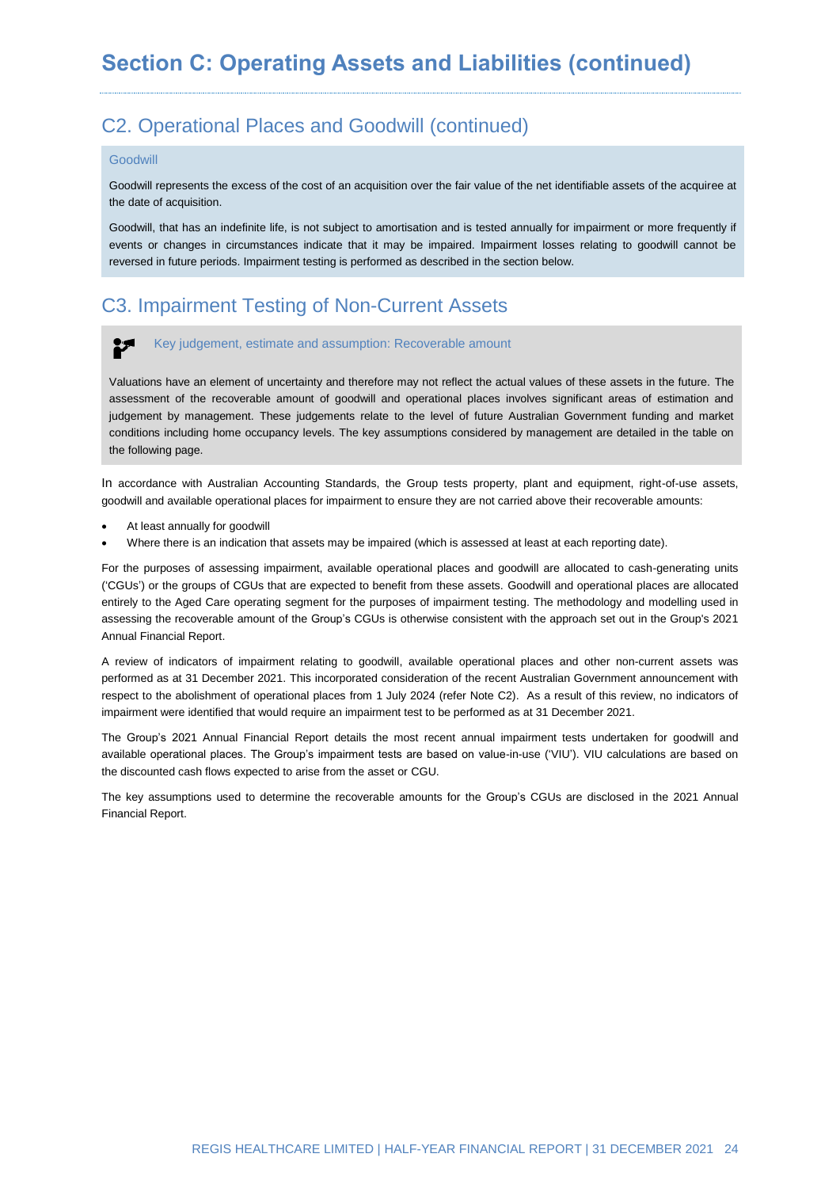# Section C: Operating Assets and Liabilities (continued)

## C2. Operational Places and Goodwill (continued)

### Goodwill

Goodwill represents the excess of the cost of an acquisition over the fair value of the net identifiable assets of the acquiree at the date of acquisition.

Goodwill, that has an indefinite life, is not subject to amortisation and is tested annually for impairment or more frequently if events or changes in circumstances indicate that it may be impaired. Impairment losses relating to goodwill cannot be reversed in future periods. Impairment testing is performed as described in the section below.

## C3. Impairment Testing of Non-Current Assets

### Key judgement, estimate and assumption: Recoverable amount

Valuations have an element of uncertainty and therefore may not reflect the actual values of these assets in the future. The assessment of the recoverable amount of goodwill and operational places involves significant areas of estimation and judgement by management. These judgements relate to the level of future Australian Government funding and market conditions including home occupancy levels. The key assumptions considered by management are detailed in the table on the following page.

In accordance with Australian Accounting Standards, the Group tests property, plant and equipment, right-of-use assets, goodwill and available operational places for impairment to ensure they are not carried above their recoverable amounts:

- At least annually for goodwill
- Where there is an indication that assets may be impaired (which is assessed at least at each reporting date).

For the purposes of assessing impairment, available operational places and goodwill are allocated to cash-generating units ('CGUs') or the groups of CGUs that are expected to benefit from these assets. Goodwill and operational places are allocated entirely to the Aged Care operating segment for the purposes of impairment testing. The methodology and modelling used in assessing the recoverable amount of the Group's CGUs is otherwise consistent with the approach set out in the Group's 2021 Annual Financial Report.

A review of indicators of impairment relating to goodwill, available operational places and other non-current assets was performed as at 31 December 2021. This incorporated consideration of the recent Australian Government announcement with respect to the abolishment of operational places from 1 July 2024 (refer Note C2). As a result of this review, no indicators of impairment were identified that would require an impairment test to be performed as at 31 December 2021.

The Group's 2021 Annual Financial Report details the most recent annual impairment tests undertaken for goodwill and available operational places. The Group's impairment tests are based on value-in-use ('VIU'). VIU calculations are based on the discounted cash flows expected to arise from the asset or CGU.

The key assumptions used to determine the recoverable amounts for the Group's CGUs are disclosed in the 2021 Annual Financial Report.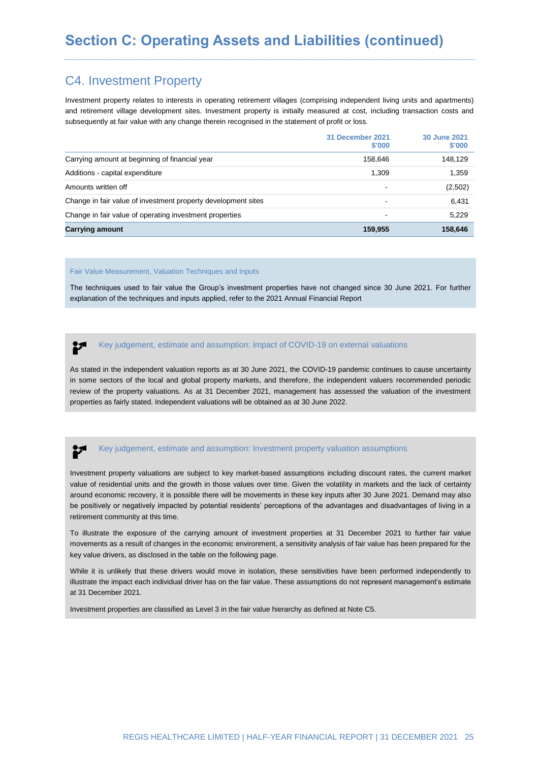# Section C: Operating Assets and Liabilities (continued)

## C4. Investment Property

Investment property relates to interests in operating retirement villages (comprising independent living units and apartments) and retirement village development sites. Investment property is initially measured at cost, including transaction costs and subsequently at fair value with any change therein recognised in the statement of profit or loss.

| | 31 December 2021 $'000 | 30 June 2021 $'000 |
|---|---|---|
| Carrying amount at beginning of financial year | 158,646 | 148,129 |
| Additions - capital expenditure | 1,309 | 1,359 |
| Amounts written off | - | (2,502) |
| Change in fair value of investment property development sites | - | 6,431 |
| Change in fair value of operating investment properties | - | 5,229 |
| **Carrying amount** | **159,955** | **158,646** |

### Fair Value Measurement, Valuation Techniques and Inputs

The techniques used to fair value the Group's investment properties have not changed since 30 June 2021. For further explanation of the techniques and inputs applied, refer to the 2021 Annual Financial Report

### Key judgement, estimate and assumption: Impact of COVID-19 on external valuations

As stated in the independent valuation reports as at 30 June 2021, the COVID-19 pandemic continues to cause uncertainty in some sectors of the local and global property markets, and therefore, the independent valuers recommended periodic review of the property valuations. As at 31 December 2021, management has assessed the valuation of the investment properties as fairly stated. Independent valuations will be obtained as at 30 June 2022.

### Key judgement, estimate and assumption: Investment property valuation assumptions

Investment property valuations are subject to key market-based assumptions including discount rates, the current market value of residential units and the growth in those values over time. Given the volatility in markets and the lack of certainty around economic recovery, it is possible there will be movements in these key inputs after 30 June 2021. Demand may also be positively or negatively impacted by potential residents' perceptions of the advantages and disadvantages of living in a retirement community at this time.

To illustrate the exposure of the carrying amount of investment properties at 31 December 2021 to further fair value movements as a result of changes in the economic environment, a sensitivity analysis of fair value has been prepared for the key value drivers, as disclosed in the table on the following page.

While it is unlikely that these drivers would move in isolation, these sensitivities have been performed independently to illustrate the impact each individual driver has on the fair value. These assumptions do not represent management's estimate at 31 December 2021.

Investment properties are classified as Level 3 in the fair value hierarchy as defined at Note C5.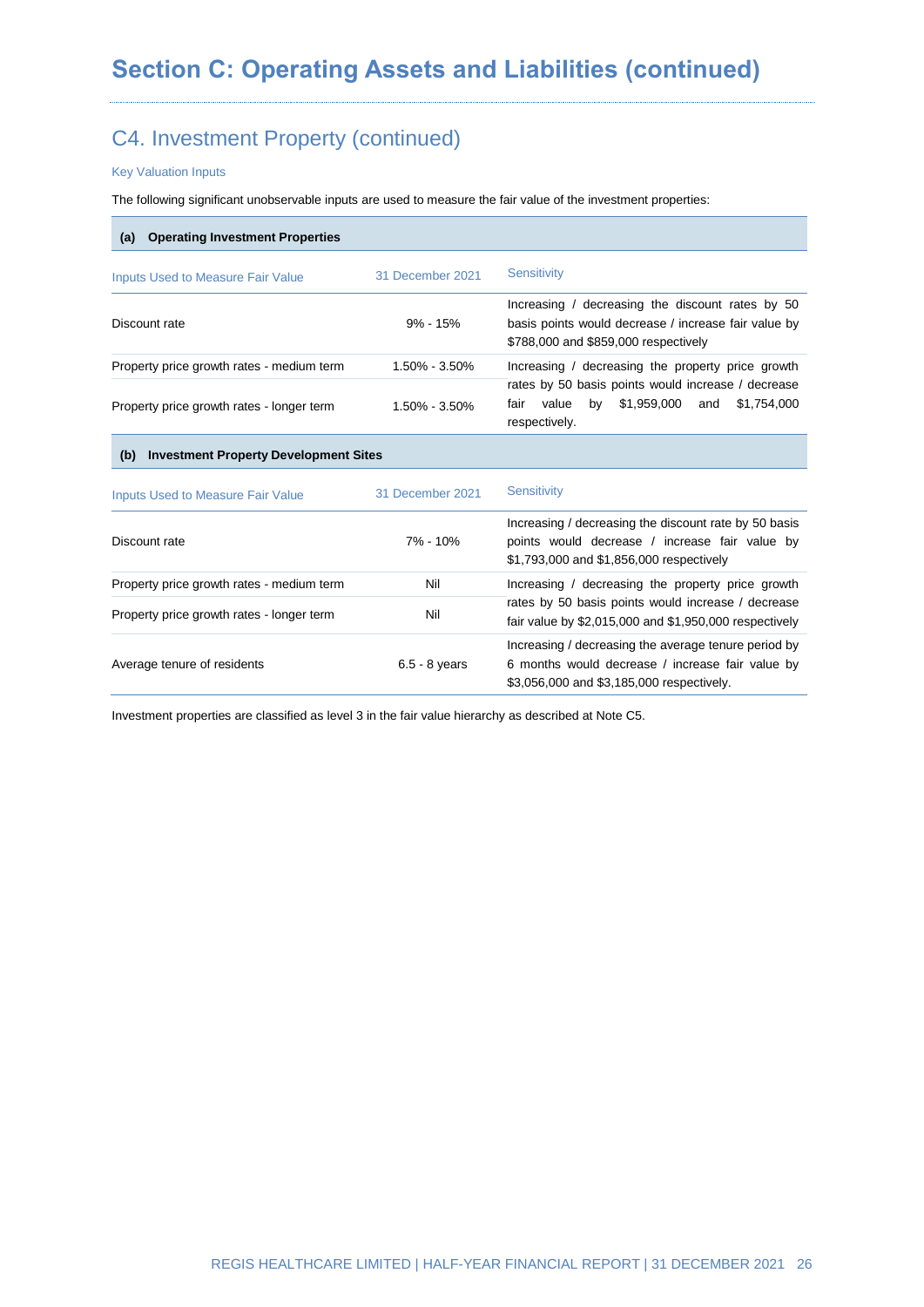# Section C: Operating Assets and Liabilities (continued)

## C4. Investment Property (continued)

### Key Valuation Inputs

The following significant unobservable inputs are used to measure the fair value of the investment properties:

**(a) Operating Investment Properties**

| Inputs Used to Measure Fair Value | 31 December 2021 | Sensitivity |
|---|---|---|
| Discount rate | 9% - 15% | Increasing / decreasing the discount rates by 50 basis points would decrease / increase fair value by $788,000 and $859,000 respectively |
| Property price growth rates - medium term | 1.50% - 3.50% | Increasing / decreasing the property price growth rates by 50 basis points would increase / decrease fair value by $1,959,000 and $1,754,000 respectively. |
| Property price growth rates - longer term | 1.50% - 3.50% | |

**(b) Investment Property Development Sites**

| Inputs Used to Measure Fair Value | 31 December 2021 | Sensitivity |
|---|---|---|
| Discount rate | 7% - 10% | Increasing / decreasing the discount rate by 50 basis points would decrease / increase fair value by $1,793,000 and $1,856,000 respectively |
| Property price growth rates - medium term | Nil | Increasing / decreasing the property price growth rates by 50 basis points would increase / decrease fair value by $2,015,000 and $1,950,000 respectively |
| Property price growth rates - longer term | Nil | |
| Average tenure of residents | 6.5 - 8 years | Increasing / decreasing the average tenure period by 6 months would decrease / increase fair value by $3,056,000 and $3,185,000 respectively. |

Investment properties are classified as level 3 in the fair value hierarchy as described at Note C5.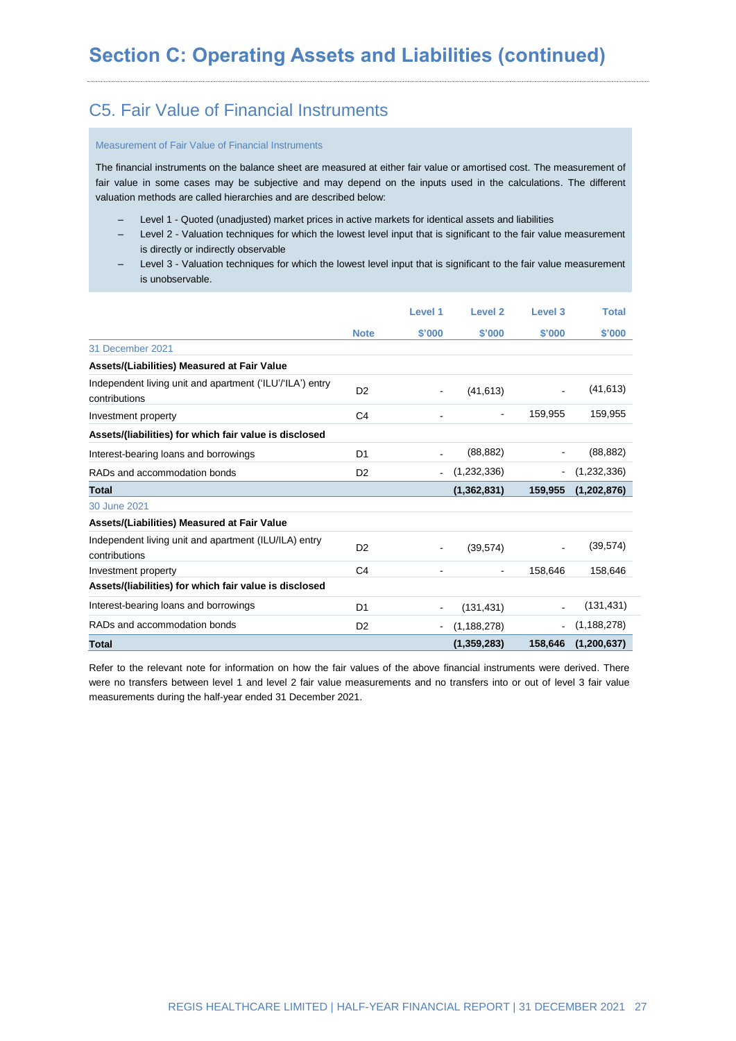# Section C: Operating Assets and Liabilities (continued)

## C5. Fair Value of Financial Instruments

### Measurement of Fair Value of Financial Instruments

The financial instruments on the balance sheet are measured at either fair value or amortised cost. The measurement of fair value in some cases may be subjective and may depend on the inputs used in the calculations. The different valuation methods are called hierarchies and are described below:

- Level 1 - Quoted (unadjusted) market prices in active markets for identical assets and liabilities
- Level 2 - Valuation techniques for which the lowest level input that is significant to the fair value measurement is directly or indirectly observable
- Level 3 - Valuation techniques for which the lowest level input that is significant to the fair value measurement is unobservable.

| | Note | Level 1 $'000 | Level 2 $'000 | Level 3 $'000 | Total $'000 |
|---|---|---|---|---|---|
| 31 December 2021 | | | | | |
| **Assets/(Liabilities) Measured at Fair Value** | | | | | |
| Independent living unit and apartment ('ILU'/'ILA') entry contributions | D2 | - | (41,613) | - | (41,613) |
| Investment property | C4 | - | - | 159,955 | 159,955 |
| **Assets/(liabilities) for which fair value is disclosed** | | | | | |
| Interest-bearing loans and borrowings | D1 | - | (88,882) | - | (88,882) |
| RADs and accommodation bonds | D2 | - | (1,232,336) | - | (1,232,336) |
| **Total** | | | **(1,362,831)** | **159,955** | **(1,202,876)** |
| 30 June 2021 | | | | | |
| **Assets/(Liabilities) Measured at Fair Value** | | | | | |
| Independent living unit and apartment (ILU/ILA) entry contributions | D2 | - | (39,574) | - | (39,574) |
| Investment property | C4 | - | - | 158,646 | 158,646 |
| **Assets/(liabilities) for which fair value is disclosed** | | | | | |
| Interest-bearing loans and borrowings | D1 | - | (131,431) | - | (131,431) |
| RADs and accommodation bonds | D2 | - | (1,188,278) | - | (1,188,278) |
| **Total** | | | **(1,359,283)** | **158,646** | **(1,200,637)** |

Refer to the relevant note for information on how the fair values of the above financial instruments were derived. There were no transfers between level 1 and level 2 fair value measurements and no transfers into or out of level 3 fair value measurements during the half-year ended 31 December 2021.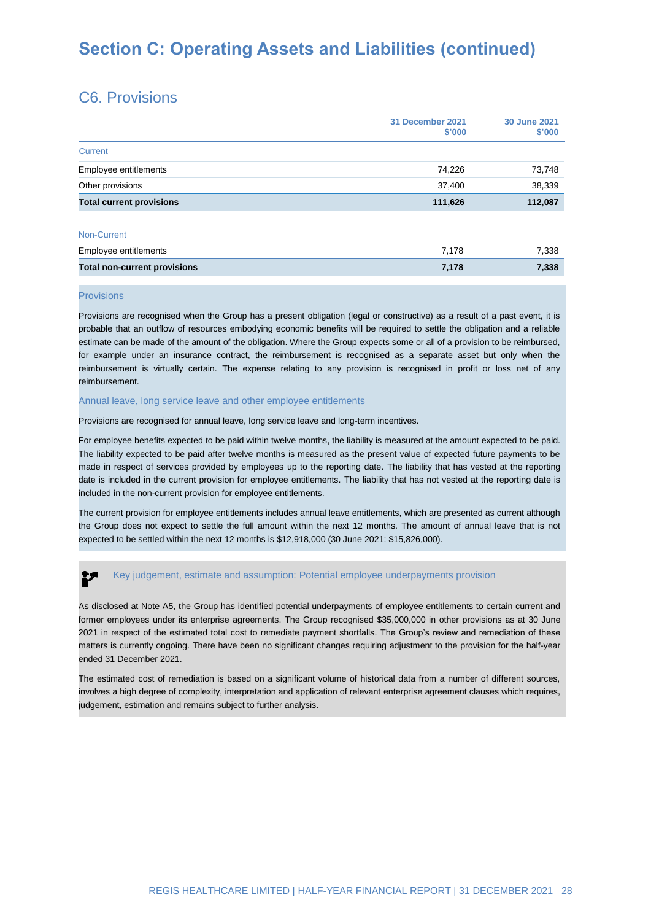# Section C: Operating Assets and Liabilities (continued)

## C6. Provisions

| | 31 December 2021 $'000 | 30 June 2021 $'000 |
|---|---|---|
| Current | | |
| Employee entitlements | 74,226 | 73,748 |
| Other provisions | 37,400 | 38,339 |
| **Total current provisions** | **111,626** | **112,087** |
| | | |
| Non-Current | | |
| Employee entitlements | 7,178 | 7,338 |
| **Total non-current provisions** | **7,178** | **7,338** |

### Provisions

Provisions are recognised when the Group has a present obligation (legal or constructive) as a result of a past event, it is probable that an outflow of resources embodying economic benefits will be required to settle the obligation and a reliable estimate can be made of the amount of the obligation. Where the Group expects some or all of a provision to be reimbursed, for example under an insurance contract, the reimbursement is recognised as a separate asset but only when the reimbursement is virtually certain. The expense relating to any provision is recognised in profit or loss net of any reimbursement.

### Annual leave, long service leave and other employee entitlements

Provisions are recognised for annual leave, long service leave and long-term incentives.

For employee benefits expected to be paid within twelve months, the liability is measured at the amount expected to be paid. The liability expected to be paid after twelve months is measured as the present value of expected future payments to be made in respect of services provided by employees up to the reporting date. The liability that has vested at the reporting date is included in the current provision for employee entitlements. The liability that has not vested at the reporting date is included in the non-current provision for employee entitlements.

The current provision for employee entitlements includes annual leave entitlements, which are presented as current although the Group does not expect to settle the full amount within the next 12 months. The amount of annual leave that is not expected to be settled within the next 12 months is $12,918,000 (30 June 2021: $15,826,000).

### Key judgement, estimate and assumption: Potential employee underpayments provision

As disclosed at Note A5, the Group has identified potential underpayments of employee entitlements to certain current and former employees under its enterprise agreements. The Group recognised $35,000,000 in other provisions as at 30 June 2021 in respect of the estimated total cost to remediate payment shortfalls. The Group's review and remediation of these matters is currently ongoing. There have been no significant changes requiring adjustment to the provision for the half-year ended 31 December 2021.

The estimated cost of remediation is based on a significant volume of historical data from a number of different sources, involves a high degree of complexity, interpretation and application of relevant enterprise agreement clauses which requires, judgement, estimation and remains subject to further analysis.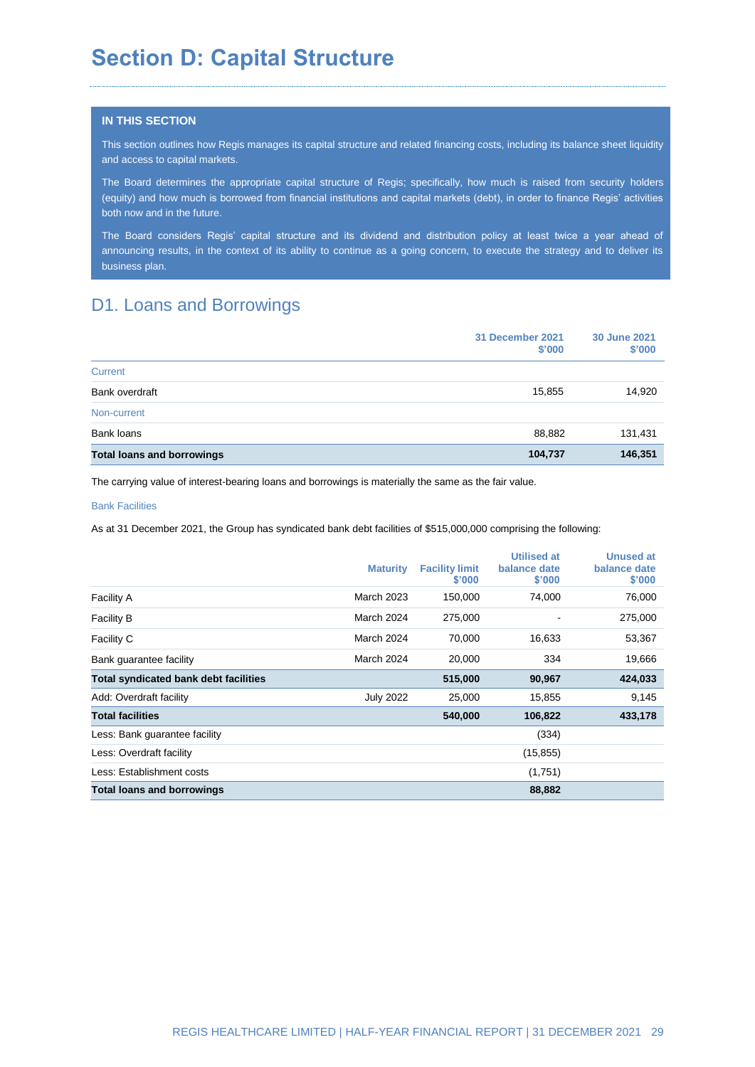# Section D: Capital Structure

**IN THIS SECTION**

This section outlines how Regis manages its capital structure and related financing costs, including its balance sheet liquidity and access to capital markets.

The Board determines the appropriate capital structure of Regis; specifically, how much is raised from security holders (equity) and how much is borrowed from financial institutions and capital markets (debt), in order to finance Regis' activities both now and in the future.

The Board considers Regis' capital structure and its dividend and distribution policy at least twice a year ahead of announcing results, in the context of its ability to continue as a going concern, to execute the strategy and to deliver its business plan.

## D1. Loans and Borrowings

| | 31 December 2021 $'000 | 30 June 2021 $'000 |
|---|---|---|
| Current | | |
| Bank overdraft | 15,855 | 14,920 |
| Non-current | | |
| Bank loans | 88,882 | 131,431 |
| **Total loans and borrowings** | **104,737** | **146,351** |

The carrying value of interest-bearing loans and borrowings is materially the same as the fair value.

### Bank Facilities

As at 31 December 2021, the Group has syndicated bank debt facilities of $515,000,000 comprising the following:

| | Maturity | Facility limit $'000 | Utilised at balance date $'000 | Unused at balance date $'000 |
|---|---|---|---|---|
| Facility A | March 2023 | 150,000 | 74,000 | 76,000 |
| Facility B | March 2024 | 275,000 | - | 275,000 |
| Facility C | March 2024 | 70,000 | 16,633 | 53,367 |
| Bank guarantee facility | March 2024 | 20,000 | 334 | 19,666 |
| **Total syndicated bank debt facilities** | | **515,000** | **90,967** | **424,033** |
| Add: Overdraft facility | July 2022 | 25,000 | 15,855 | 9,145 |
| **Total facilities** | | **540,000** | **106,822** | **433,178** |
| Less: Bank guarantee facility | | | (334) | |
| Less: Overdraft facility | | | (15,855) | |
| Less: Establishment costs | | | (1,751) | |
| **Total loans and borrowings** | | | **88,882** | |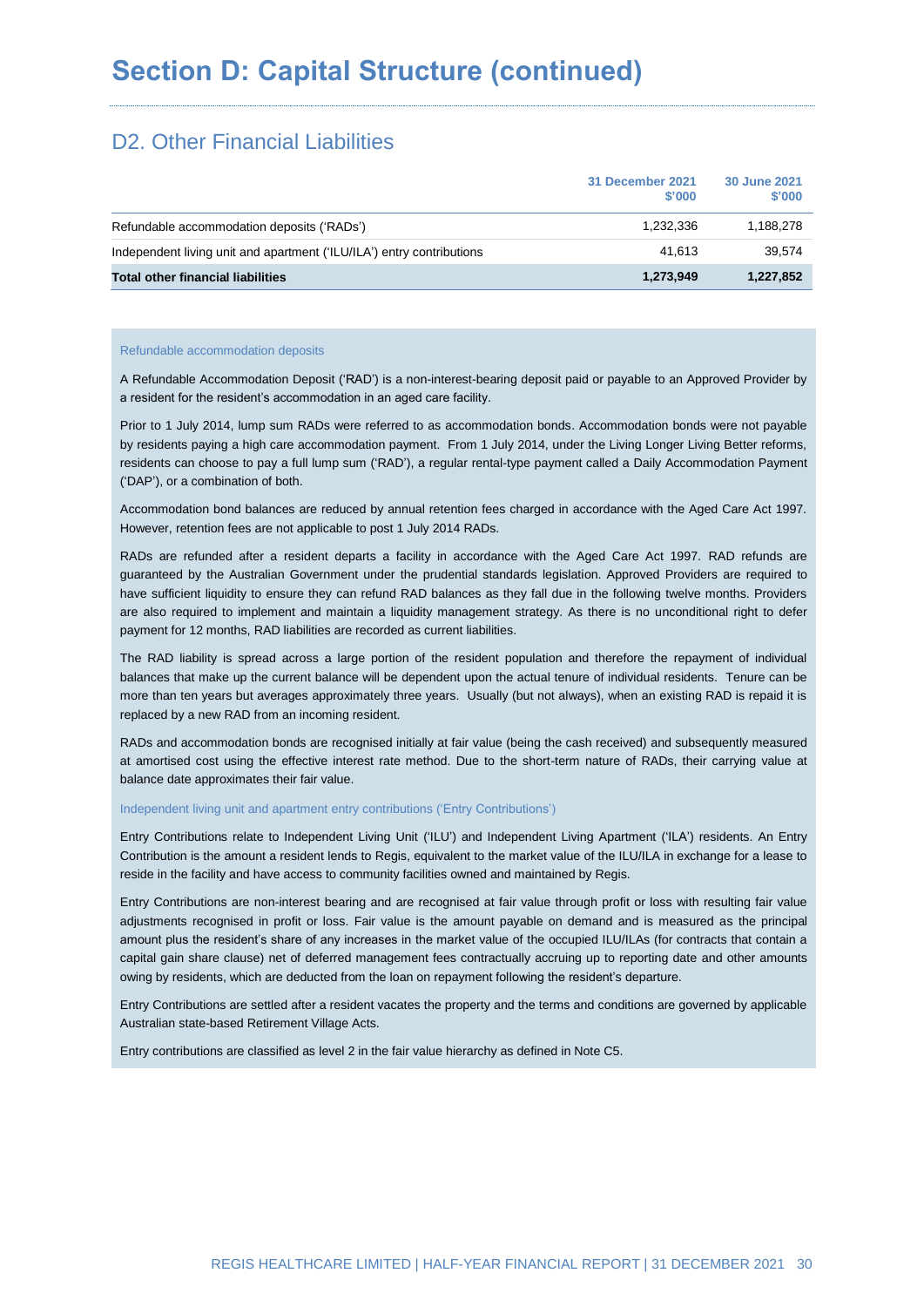# Section D: Capital Structure (continued)

## D2. Other Financial Liabilities

| | 31 December 2021 $'000 | 30 June 2021 $'000 |
|---|---|---|
| Refundable accommodation deposits ('RADs') | 1,232,336 | 1,188,278 |
| Independent living unit and apartment ('ILU/ILA') entry contributions | 41,613 | 39,574 |
| **Total other financial liabilities** | **1,273,949** | **1,227,852** |

### Refundable accommodation deposits

A Refundable Accommodation Deposit ('RAD') is a non-interest-bearing deposit paid or payable to an Approved Provider by a resident for the resident's accommodation in an aged care facility.

Prior to 1 July 2014, lump sum RADs were referred to as accommodation bonds. Accommodation bonds were not payable by residents paying a high care accommodation payment. From 1 July 2014, under the Living Longer Living Better reforms, residents can choose to pay a full lump sum ('RAD'), a regular rental-type payment called a Daily Accommodation Payment ('DAP'), or a combination of both.

Accommodation bond balances are reduced by annual retention fees charged in accordance with the Aged Care Act 1997. However, retention fees are not applicable to post 1 July 2014 RADs.

RADs are refunded after a resident departs a facility in accordance with the Aged Care Act 1997. RAD refunds are guaranteed by the Australian Government under the prudential standards legislation. Approved Providers are required to have sufficient liquidity to ensure they can refund RAD balances as they fall due in the following twelve months. Providers are also required to implement and maintain a liquidity management strategy. As there is no unconditional right to defer payment for 12 months, RAD liabilities are recorded as current liabilities.

The RAD liability is spread across a large portion of the resident population and therefore the repayment of individual balances that make up the current balance will be dependent upon the actual tenure of individual residents. Tenure can be more than ten years but averages approximately three years. Usually (but not always), when an existing RAD is repaid it is replaced by a new RAD from an incoming resident.

RADs and accommodation bonds are recognised initially at fair value (being the cash received) and subsequently measured at amortised cost using the effective interest rate method. Due to the short-term nature of RADs, their carrying value at balance date approximates their fair value.

### Independent living unit and apartment entry contributions ('Entry Contributions')

Entry Contributions relate to Independent Living Unit ('ILU') and Independent Living Apartment ('ILA') residents. An Entry Contribution is the amount a resident lends to Regis, equivalent to the market value of the ILU/ILA in exchange for a lease to reside in the facility and have access to community facilities owned and maintained by Regis.

Entry Contributions are non-interest bearing and are recognised at fair value through profit or loss with resulting fair value adjustments recognised in profit or loss. Fair value is the amount payable on demand and is measured as the principal amount plus the resident's share of any increases in the market value of the occupied ILU/ILAs (for contracts that contain a capital gain share clause) net of deferred management fees contractually accruing up to reporting date and other amounts owing by residents, which are deducted from the loan on repayment following the resident's departure.

Entry Contributions are settled after a resident vacates the property and the terms and conditions are governed by applicable Australian state-based Retirement Village Acts.

Entry contributions are classified as level 2 in the fair value hierarchy as defined in Note C5.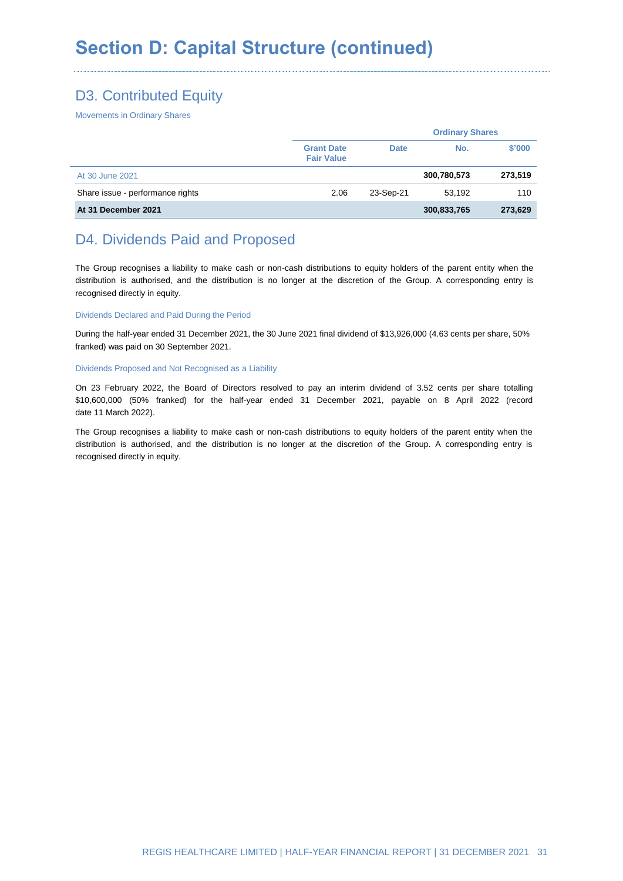# Section D: Capital Structure (continued)

## D3. Contributed Equity

Movements in Ordinary Shares

| | Grant Date Fair Value | Date | Ordinary Shares No. | Ordinary Shares $'000 |
|---|---|---|---|---|
| At 30 June 2021 | | | **300,780,573** | **273,519** |
| Share issue - performance rights | 2.06 | 23-Sep-21 | 53,192 | 110 |
| **At 31 December 2021** | | | **300,833,765** | **273,629** |

## D4. Dividends Paid and Proposed

The Group recognises a liability to make cash or non-cash distributions to equity holders of the parent entity when the distribution is authorised, and the distribution is no longer at the discretion of the Group. A corresponding entry is recognised directly in equity.

### Dividends Declared and Paid During the Period

During the half-year ended 31 December 2021, the 30 June 2021 final dividend of $13,926,000 (4.63 cents per share, 50% franked) was paid on 30 September 2021.

### Dividends Proposed and Not Recognised as a Liability

On 23 February 2022, the Board of Directors resolved to pay an interim dividend of 3.52 cents per share totalling $10,600,000 (50% franked) for the half-year ended 31 December 2021, payable on 8 April 2022 (record date 11 March 2022).

The Group recognises a liability to make cash or non-cash distributions to equity holders of the parent entity when the distribution is authorised, and the distribution is no longer at the discretion of the Group. A corresponding entry is recognised directly in equity.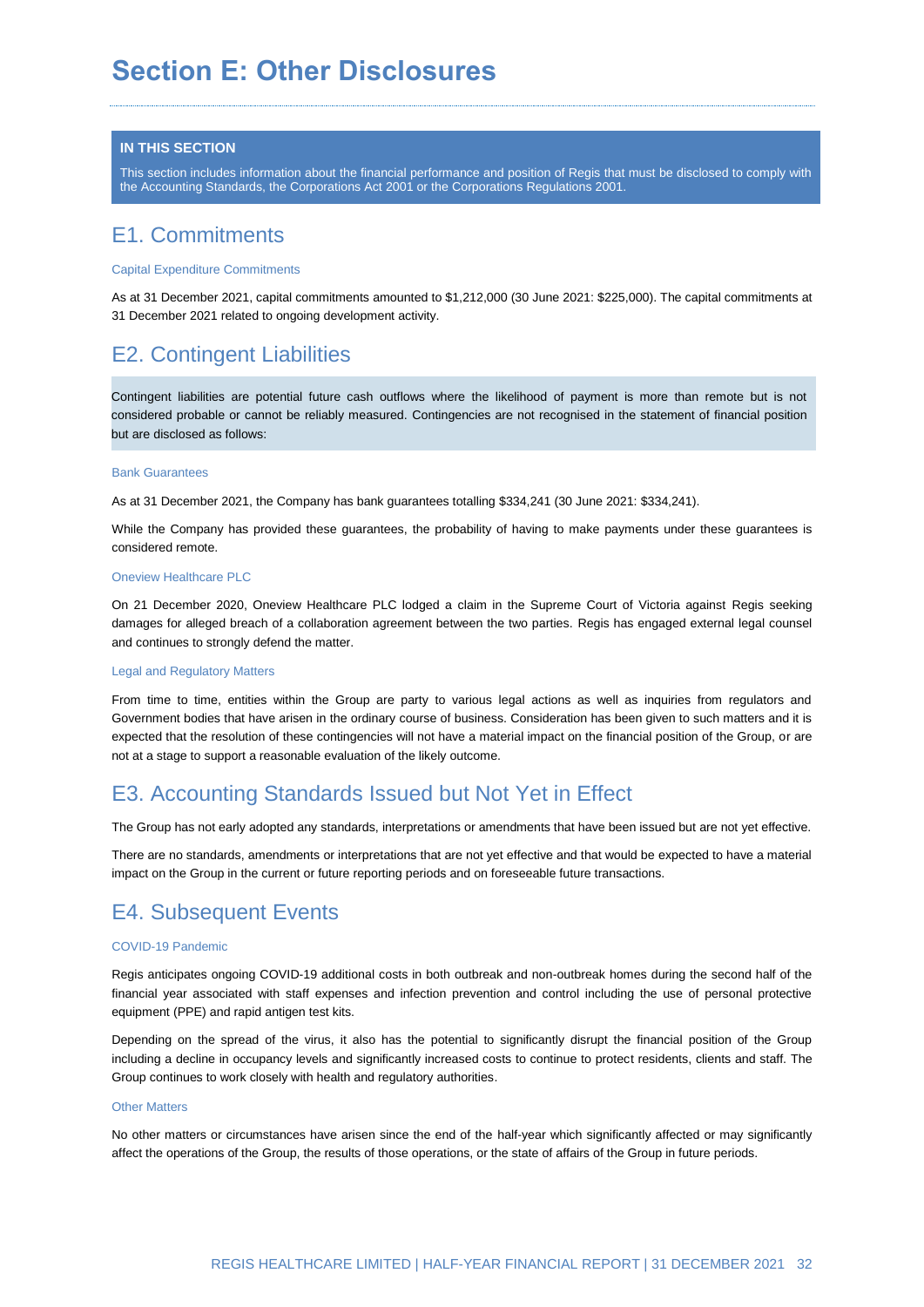# Section E: Other Disclosures

**IN THIS SECTION**

This section includes information about the financial performance and position of Regis that must be disclosed to comply with the Accounting Standards, the Corporations Act 2001 or the Corporations Regulations 2001.

## E1. Commitments

### Capital Expenditure Commitments

As at 31 December 2021, capital commitments amounted to $1,212,000 (30 June 2021: $225,000). The capital commitments at 31 December 2021 related to ongoing development activity.

## E2. Contingent Liabilities

Contingent liabilities are potential future cash outflows where the likelihood of payment is more than remote but is not considered probable or cannot be reliably measured. Contingencies are not recognised in the statement of financial position but are disclosed as follows:

### Bank Guarantees

As at 31 December 2021, the Company has bank guarantees totalling $334,241 (30 June 2021: $334,241).

While the Company has provided these guarantees, the probability of having to make payments under these guarantees is considered remote.

### Oneview Healthcare PLC

On 21 December 2020, Oneview Healthcare PLC lodged a claim in the Supreme Court of Victoria against Regis seeking damages for alleged breach of a collaboration agreement between the two parties. Regis has engaged external legal counsel and continues to strongly defend the matter.

### Legal and Regulatory Matters

From time to time, entities within the Group are party to various legal actions as well as inquiries from regulators and Government bodies that have arisen in the ordinary course of business. Consideration has been given to such matters and it is expected that the resolution of these contingencies will not have a material impact on the financial position of the Group, or are not at a stage to support a reasonable evaluation of the likely outcome.

## E3. Accounting Standards Issued but Not Yet in Effect

The Group has not early adopted any standards, interpretations or amendments that have been issued but are not yet effective.

There are no standards, amendments or interpretations that are not yet effective and that would be expected to have a material impact on the Group in the current or future reporting periods and on foreseeable future transactions.

## E4. Subsequent Events

### COVID-19 Pandemic

Regis anticipates ongoing COVID-19 additional costs in both outbreak and non-outbreak homes during the second half of the financial year associated with staff expenses and infection prevention and control including the use of personal protective equipment (PPE) and rapid antigen test kits.

Depending on the spread of the virus, it also has the potential to significantly disrupt the financial position of the Group including a decline in occupancy levels and significantly increased costs to continue to protect residents, clients and staff. The Group continues to work closely with health and regulatory authorities.

### Other Matters

No other matters or circumstances have arisen since the end of the half-year which significantly affected or may significantly affect the operations of the Group, the results of those operations, or the state of affairs of the Group in future periods.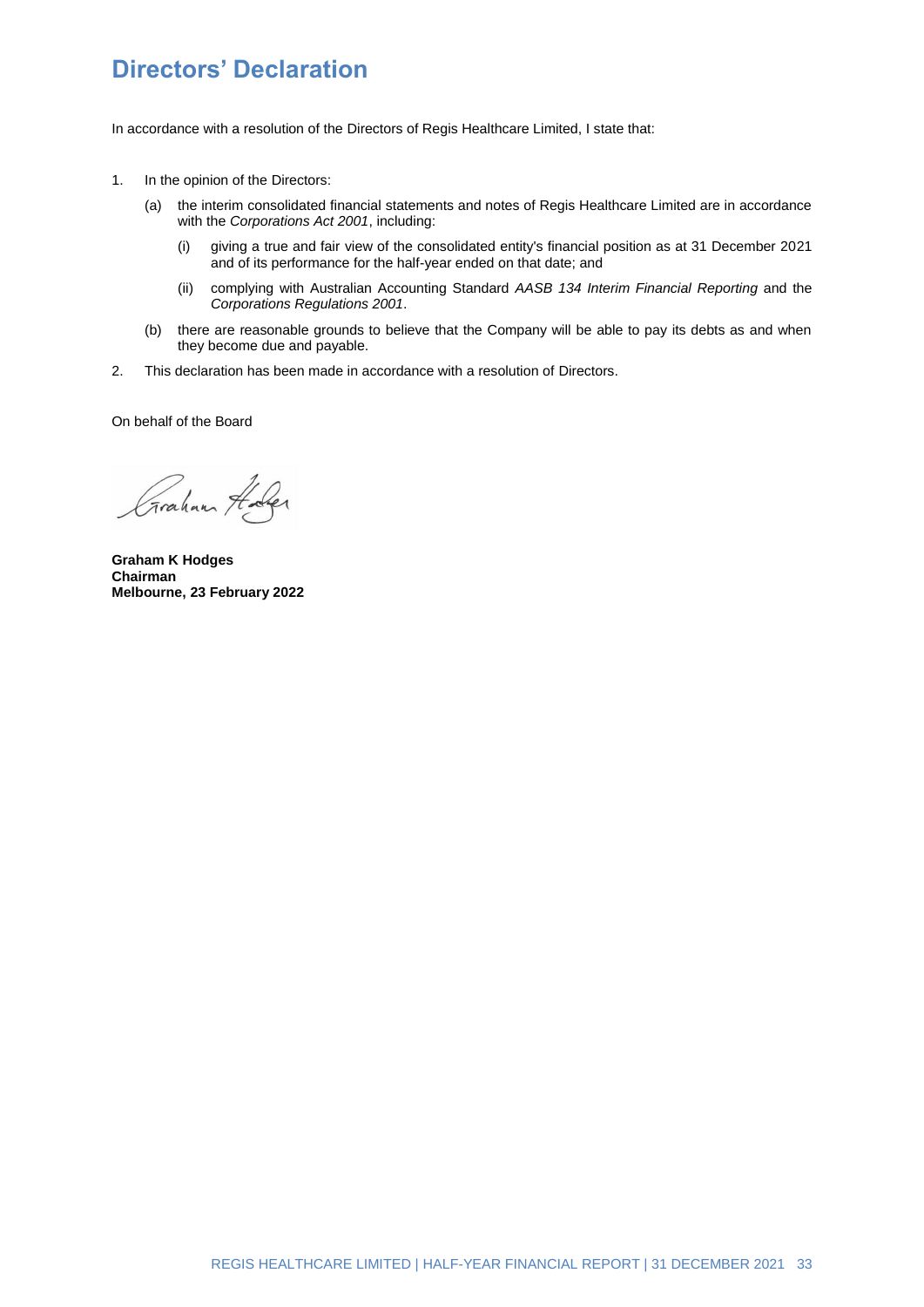# Directors' Declaration

In accordance with a resolution of the Directors of Regis Healthcare Limited, I state that:

1. In the opinion of the Directors:

   (a) the interim consolidated financial statements and notes of Regis Healthcare Limited are in accordance with the *Corporations Act 2001*, including:

      (i) giving a true and fair view of the consolidated entity's financial position as at 31 December 2021 and of its performance for the half-year ended on that date; and

      (ii) complying with Australian Accounting Standard *AASB 134 Interim Financial Reporting* and the *Corporations Regulations 2001*.

   (b) there are reasonable grounds to believe that the Company will be able to pay its debts as and when they become due and payable.

2. This declaration has been made in accordance with a resolution of Directors.

On behalf of the Board

**Graham K Hodges**
**Chairman**
**Melbourne, 23 February 2022**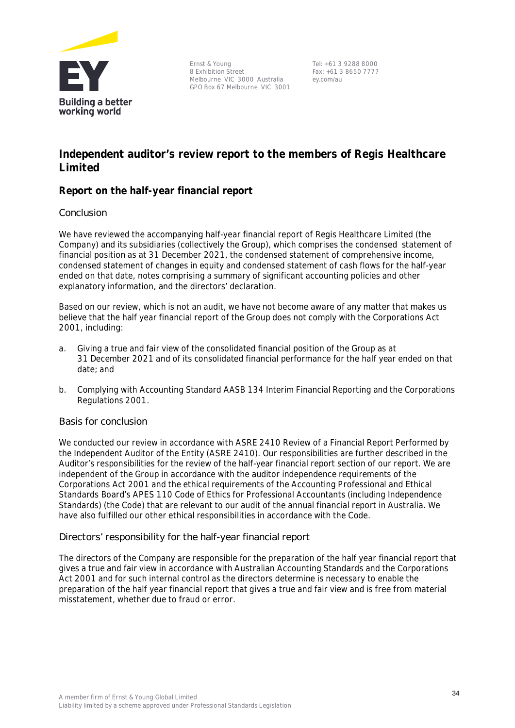Ernst & Young
8 Exhibition Street
Melbourne VIC 3000 Australia
GPO Box 67 Melbourne VIC 3001

Tel: +61 3 9288 8000
Fax: +61 3 8650 7777
ey.com/au

# Independent auditor's review report to the members of Regis Healthcare Limited

## Report on the half-year financial report

### Conclusion

We have reviewed the accompanying half-year financial report of Regis Healthcare Limited (the Company) and its subsidiaries (collectively the Group), which comprises the condensed statement of financial position as at 31 December 2021, the condensed statement of comprehensive income, condensed statement of changes in equity and condensed statement of cash flows for the half-year ended on that date, notes comprising a summary of significant accounting policies and other explanatory information, and the directors' declaration.

Based on our review, which is not an audit, we have not become aware of any matter that makes us believe that the half year financial report of the Group does not comply with the Corporations Act 2001, including:

a. Giving a true and fair view of the consolidated financial position of the Group as at 31 December 2021 and of its consolidated financial performance for the half year ended on that date; and

b. Complying with Accounting Standard AASB 134 Interim Financial Reporting and the Corporations Regulations 2001.

### Basis for conclusion

We conducted our review in accordance with ASRE 2410 Review of a Financial Report Performed by the Independent Auditor of the Entity (ASRE 2410). Our responsibilities are further described in the Auditor's responsibilities for the review of the half-year financial report section of our report. We are independent of the Group in accordance with the auditor independence requirements of the Corporations Act 2001 and the ethical requirements of the Accounting Professional and Ethical Standards Board's APES 110 Code of Ethics for Professional Accountants (including Independence Standards) (the Code) that are relevant to our audit of the annual financial report in Australia. We have also fulfilled our other ethical responsibilities in accordance with the Code.

### Directors' responsibility for the half-year financial report

The directors of the Company are responsible for the preparation of the half year financial report that gives a true and fair view in accordance with Australian Accounting Standards and the Corporations Act 2001 and for such internal control as the directors determine is necessary to enable the preparation of the half year financial report that gives a true and fair view and is free from material misstatement, whether due to fraud or error.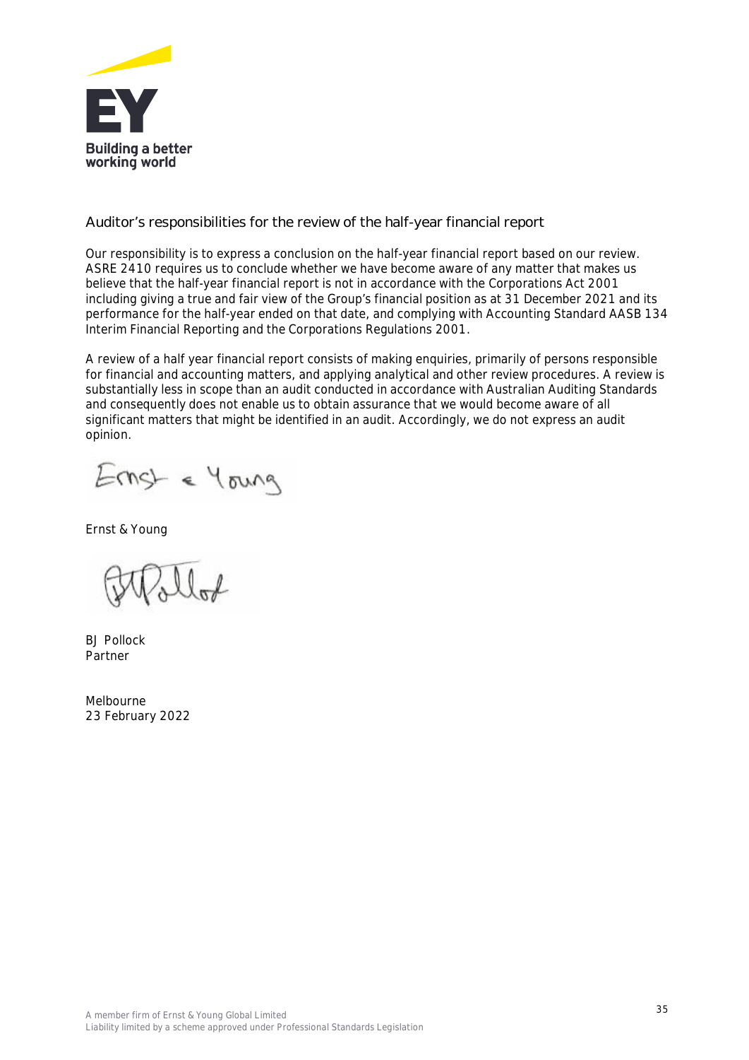## Auditor's responsibilities for the review of the half-year financial report

Our responsibility is to express a conclusion on the half-year financial report based on our review. ASRE 2410 requires us to conclude whether we have become aware of any matter that makes us believe that the half-year financial report is not in accordance with the Corporations Act 2001 including giving a true and fair view of the Group's financial position as at 31 December 2021 and its performance for the half-year ended on that date, and complying with Accounting Standard AASB 134 Interim Financial Reporting and the Corporations Regulations 2001.

A review of a half year financial report consists of making enquiries, primarily of persons responsible for financial and accounting matters, and applying analytical and other review procedures. A review is substantially less in scope than an audit conducted in accordance with Australian Auditing Standards and consequently does not enable us to obtain assurance that we would become aware of all significant matters that might be identified in an audit. Accordingly, we do not express an audit opinion.

Ernst & Young

BJ Pollock
Partner

Melbourne
23 February 2022

A member firm of Ernst & Young Global Limited
Liability limited by a scheme approved under Professional Standards Legislation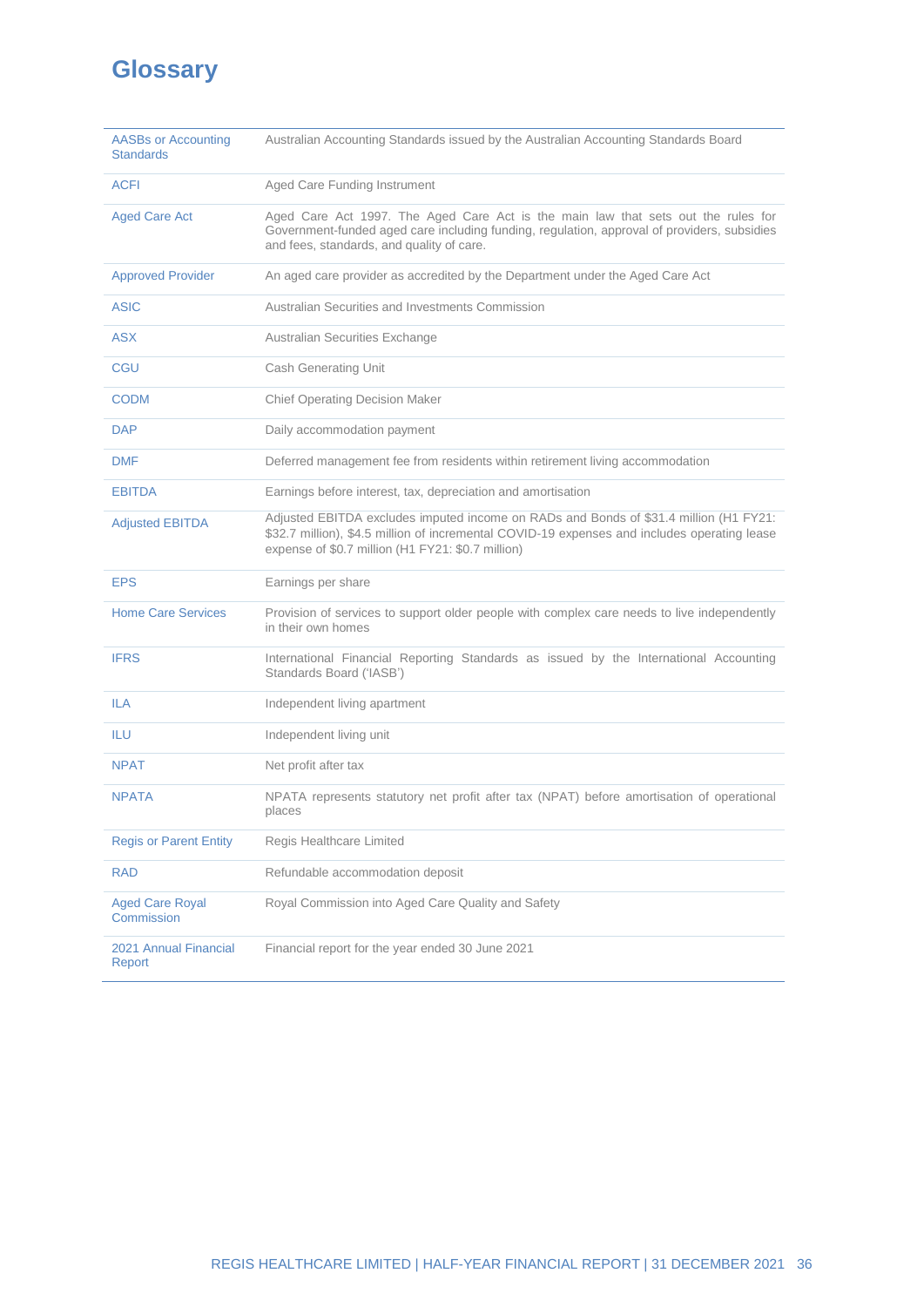# Glossary

| | |
|---|---|
| AASBs or Accounting Standards | Australian Accounting Standards issued by the Australian Accounting Standards Board |
| ACFI | Aged Care Funding Instrument |
| Aged Care Act | Aged Care Act 1997. The Aged Care Act is the main law that sets out the rules for Government-funded aged care including funding, regulation, approval of providers, subsidies and fees, standards, and quality of care. |
| Approved Provider | An aged care provider as accredited by the Department under the Aged Care Act |
| ASIC | Australian Securities and Investments Commission |
| ASX | Australian Securities Exchange |
| CGU | Cash Generating Unit |
| CODM | Chief Operating Decision Maker |
| DAP | Daily accommodation payment |
| DMF | Deferred management fee from residents within retirement living accommodation |
| EBITDA | Earnings before interest, tax, depreciation and amortisation |
| Adjusted EBITDA | Adjusted EBITDA excludes imputed income on RADs and Bonds of $31.4 million (H1 FY21: $32.7 million), $4.5 million of incremental COVID-19 expenses and includes operating lease expense of $0.7 million (H1 FY21: $0.7 million) |
| EPS | Earnings per share |
| Home Care Services | Provision of services to support older people with complex care needs to live independently in their own homes |
| IFRS | International Financial Reporting Standards as issued by the International Accounting Standards Board ('IASB') |
| ILA | Independent living apartment |
| ILU | Independent living unit |
| NPAT | Net profit after tax |
| NPATA | NPATA represents statutory net profit after tax (NPAT) before amortisation of operational places |
| Regis or Parent Entity | Regis Healthcare Limited |
| RAD | Refundable accommodation deposit |
| Aged Care Royal Commission | Royal Commission into Aged Care Quality and Safety |
| 2021 Annual Financial Report | Financial report for the year ended 30 June 2021 |